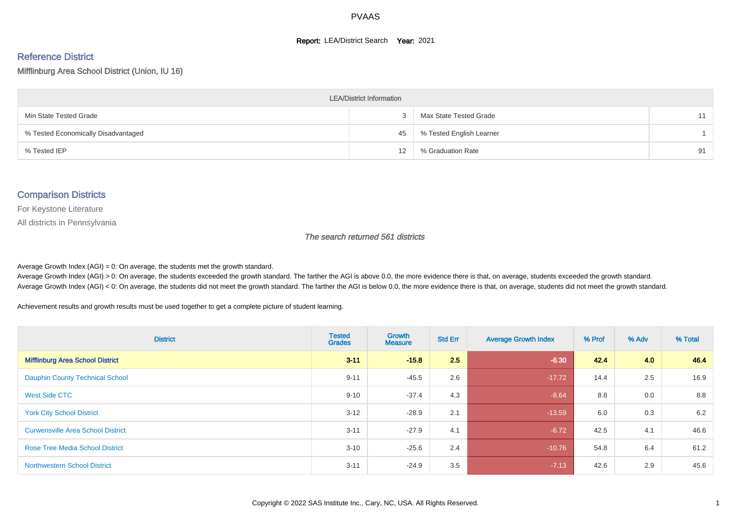PVAAS

**Report:** LEA/District Search **Year:** 2021

## Reference District

Mifflinburg Area School District (Union, IU 16)

| LEA/District Information | | | |
|---|---|---|---|
| Min State Tested Grade | 3 | Max State Tested Grade | 11 |
| % Tested Economically Disadvantaged | 45 | % Tested English Learner | 1 |
| % Tested IEP | 12 | % Graduation Rate | 91 |

## Comparison Districts

For Keystone Literature

All districts in Pennsylvania

*The search returned 561 districts*

Average Growth Index (AGI) = 0: On average, the students met the growth standard.
Average Growth Index (AGI) > 0: On average, the students exceeded the growth standard. The farther the AGI is above 0.0, the more evidence there is that, on average, students exceeded the growth standard.
Average Growth Index (AGI) < 0: On average, the students did not meet the growth standard. The farther the AGI is below 0.0, the more evidence there is that, on average, students did not meet the growth standard.

Achievement results and growth results must be used together to get a complete picture of student learning.

| District | Tested Grades | Growth Measure | Std Err | Average Growth Index | % Prof | % Adv | % Total |
|---|---|---|---|---|---|---|---|
| **Mifflinburg Area School District** | **3-11** | **-15.8** | **2.5** | **-6.30** | **42.4** | **4.0** | **46.4** |
| Dauphin County Technical School | 9-11 | -45.5 | 2.6 | -17.72 | 14.4 | 2.5 | 16.9 |
| West Side CTC | 9-10 | -37.4 | 4.3 | -8.64 | 8.8 | 0.0 | 8.8 |
| York City School District | 3-12 | -28.9 | 2.1 | -13.59 | 6.0 | 0.3 | 6.2 |
| Curwensville Area School District | 3-11 | -27.9 | 4.1 | -6.72 | 42.5 | 4.1 | 46.6 |
| Rose Tree Media School District | 3-10 | -25.6 | 2.4 | -10.76 | 54.8 | 6.4 | 61.2 |
| Northwestern School District | 3-11 | -24.9 | 3.5 | -7.13 | 42.6 | 2.9 | 45.6 |

Copyright © 2022 SAS Institute Inc., Cary, NC, USA. All Rights Reserved.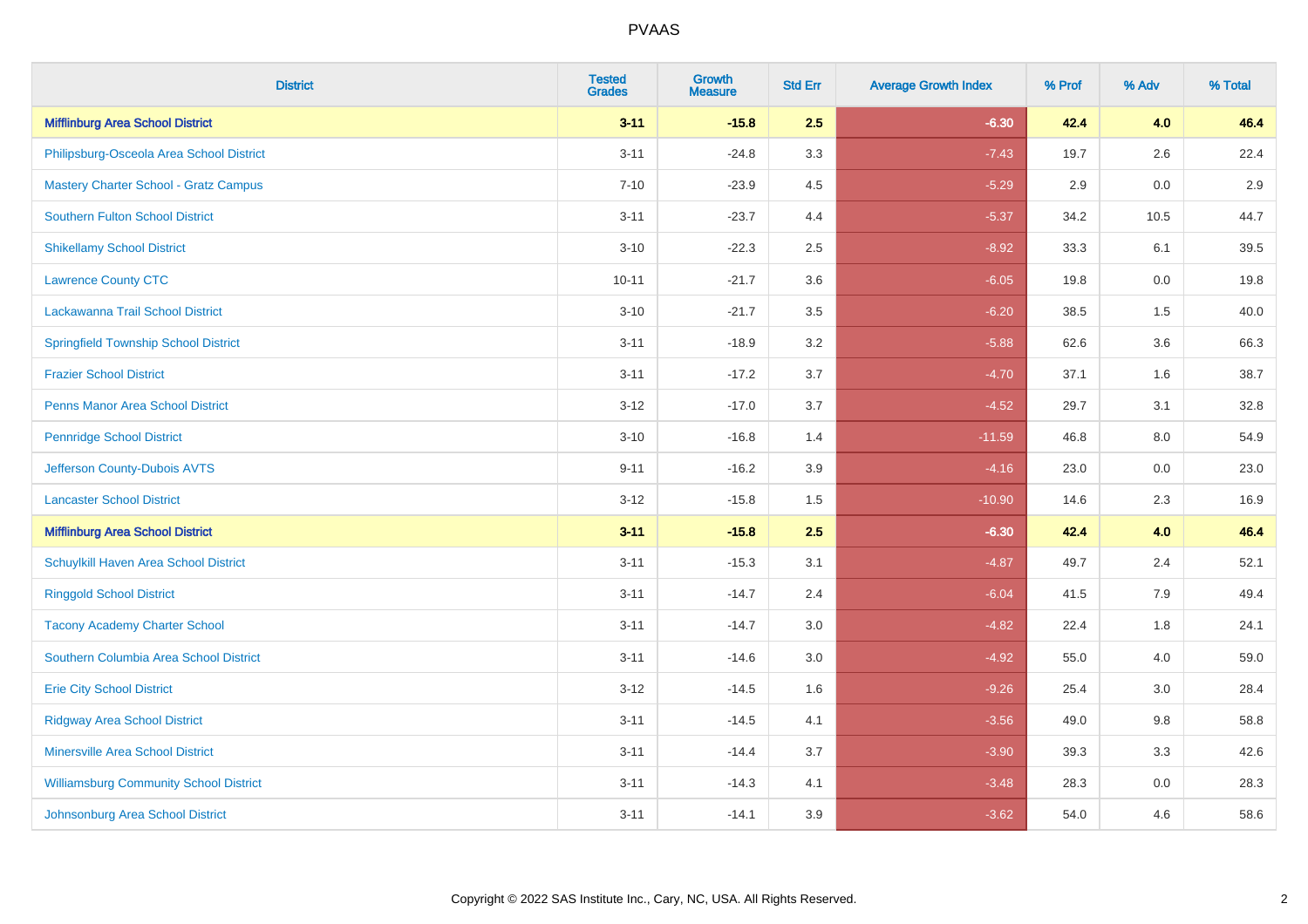| District | Tested Grades | Growth Measure | Std Err | Average Growth Index | % Prof | % Adv | % Total |
|---|---|---|---|---|---|---|---|
| **Mifflinburg Area School District** | **3-11** | **-15.8** | **2.5** | **-6.30** | **42.4** | **4.0** | **46.4** |
| Philipsburg-Osceola Area School District | 3-11 | -24.8 | 3.3 | -7.43 | 19.7 | 2.6 | 22.4 |
| Mastery Charter School - Gratz Campus | 7-10 | -23.9 | 4.5 | -5.29 | 2.9 | 0.0 | 2.9 |
| Southern Fulton School District | 3-11 | -23.7 | 4.4 | -5.37 | 34.2 | 10.5 | 44.7 |
| Shikellamy School District | 3-10 | -22.3 | 2.5 | -8.92 | 33.3 | 6.1 | 39.5 |
| Lawrence County CTC | 10-11 | -21.7 | 3.6 | -6.05 | 19.8 | 0.0 | 19.8 |
| Lackawanna Trail School District | 3-10 | -21.7 | 3.5 | -6.20 | 38.5 | 1.5 | 40.0 |
| Springfield Township School District | 3-11 | -18.9 | 3.2 | -5.88 | 62.6 | 3.6 | 66.3 |
| Frazier School District | 3-11 | -17.2 | 3.7 | -4.70 | 37.1 | 1.6 | 38.7 |
| Penns Manor Area School District | 3-12 | -17.0 | 3.7 | -4.52 | 29.7 | 3.1 | 32.8 |
| Pennridge School District | 3-10 | -16.8 | 1.4 | -11.59 | 46.8 | 8.0 | 54.9 |
| Jefferson County-Dubois AVTS | 9-11 | -16.2 | 3.9 | -4.16 | 23.0 | 0.0 | 23.0 |
| Lancaster School District | 3-12 | -15.8 | 1.5 | -10.90 | 14.6 | 2.3 | 16.9 |
| **Mifflinburg Area School District** | **3-11** | **-15.8** | **2.5** | **-6.30** | **42.4** | **4.0** | **46.4** |
| Schuylkill Haven Area School District | 3-11 | -15.3 | 3.1 | -4.87 | 49.7 | 2.4 | 52.1 |
| Ringgold School District | 3-11 | -14.7 | 2.4 | -6.04 | 41.5 | 7.9 | 49.4 |
| Tacony Academy Charter School | 3-11 | -14.7 | 3.0 | -4.82 | 22.4 | 1.8 | 24.1 |
| Southern Columbia Area School District | 3-11 | -14.6 | 3.0 | -4.92 | 55.0 | 4.0 | 59.0 |
| Erie City School District | 3-12 | -14.5 | 1.6 | -9.26 | 25.4 | 3.0 | 28.4 |
| Ridgway Area School District | 3-11 | -14.5 | 4.1 | -3.56 | 49.0 | 9.8 | 58.8 |
| Minersville Area School District | 3-11 | -14.4 | 3.7 | -3.90 | 39.3 | 3.3 | 42.6 |
| Williamsburg Community School District | 3-11 | -14.3 | 4.1 | -3.48 | 28.3 | 0.0 | 28.3 |
| Johnsonburg Area School District | 3-11 | -14.1 | 3.9 | -3.62 | 54.0 | 4.6 | 58.6 |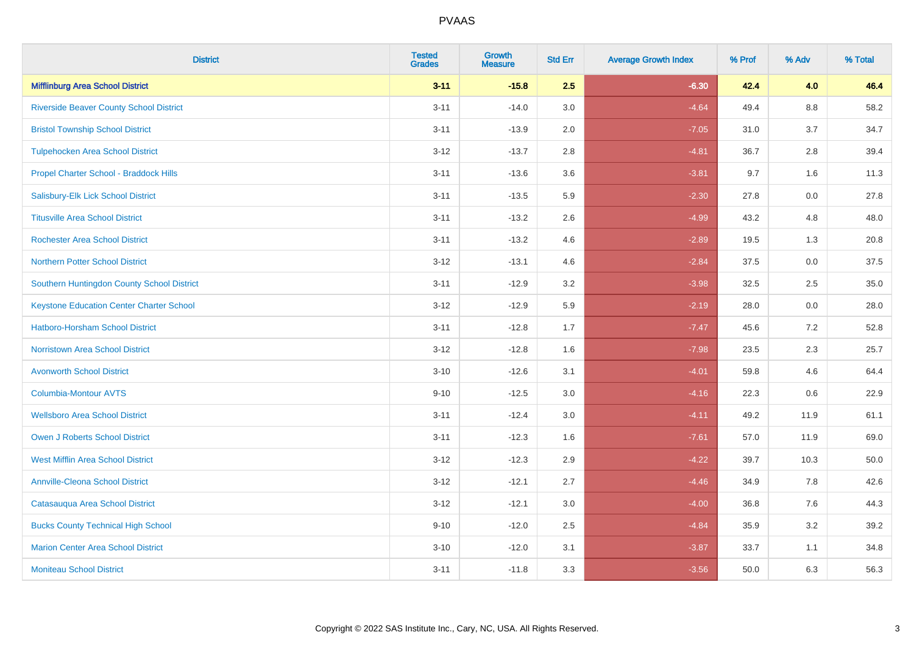# PVAAS

| District | Tested Grades | Growth Measure | Std Err | Average Growth Index | % Prof | % Adv | % Total |
|---|---|---|---|---|---|---|---|
| **Mifflinburg Area School District** | **3-11** | **-15.8** | **2.5** | **-6.30** | **42.4** | **4.0** | **46.4** |
| Riverside Beaver County School District | 3-11 | -14.0 | 3.0 | -4.64 | 49.4 | 8.8 | 58.2 |
| Bristol Township School District | 3-11 | -13.9 | 2.0 | -7.05 | 31.0 | 3.7 | 34.7 |
| Tulpehocken Area School District | 3-12 | -13.7 | 2.8 | -4.81 | 36.7 | 2.8 | 39.4 |
| Propel Charter School - Braddock Hills | 3-11 | -13.6 | 3.6 | -3.81 | 9.7 | 1.6 | 11.3 |
| Salisbury-Elk Lick School District | 3-11 | -13.5 | 5.9 | -2.30 | 27.8 | 0.0 | 27.8 |
| Titusville Area School District | 3-11 | -13.2 | 2.6 | -4.99 | 43.2 | 4.8 | 48.0 |
| Rochester Area School District | 3-11 | -13.2 | 4.6 | -2.89 | 19.5 | 1.3 | 20.8 |
| Northern Potter School District | 3-12 | -13.1 | 4.6 | -2.84 | 37.5 | 0.0 | 37.5 |
| Southern Huntingdon County School District | 3-11 | -12.9 | 3.2 | -3.98 | 32.5 | 2.5 | 35.0 |
| Keystone Education Center Charter School | 3-12 | -12.9 | 5.9 | -2.19 | 28.0 | 0.0 | 28.0 |
| Hatboro-Horsham School District | 3-11 | -12.8 | 1.7 | -7.47 | 45.6 | 7.2 | 52.8 |
| Norristown Area School District | 3-12 | -12.8 | 1.6 | -7.98 | 23.5 | 2.3 | 25.7 |
| Avonworth School District | 3-10 | -12.6 | 3.1 | -4.01 | 59.8 | 4.6 | 64.4 |
| Columbia-Montour AVTS | 9-10 | -12.5 | 3.0 | -4.16 | 22.3 | 0.6 | 22.9 |
| Wellsboro Area School District | 3-11 | -12.4 | 3.0 | -4.11 | 49.2 | 11.9 | 61.1 |
| Owen J Roberts School District | 3-11 | -12.3 | 1.6 | -7.61 | 57.0 | 11.9 | 69.0 |
| West Mifflin Area School District | 3-12 | -12.3 | 2.9 | -4.22 | 39.7 | 10.3 | 50.0 |
| Annville-Cleona School District | 3-12 | -12.1 | 2.7 | -4.46 | 34.9 | 7.8 | 42.6 |
| Catasauqua Area School District | 3-12 | -12.1 | 3.0 | -4.00 | 36.8 | 7.6 | 44.3 |
| Bucks County Technical High School | 9-10 | -12.0 | 2.5 | -4.84 | 35.9 | 3.2 | 39.2 |
| Marion Center Area School District | 3-10 | -12.0 | 3.1 | -3.87 | 33.7 | 1.1 | 34.8 |
| Moniteau School District | 3-11 | -11.8 | 3.3 | -3.56 | 50.0 | 6.3 | 56.3 |

Copyright © 2022 SAS Institute Inc., Cary, NC, USA. All Rights Reserved.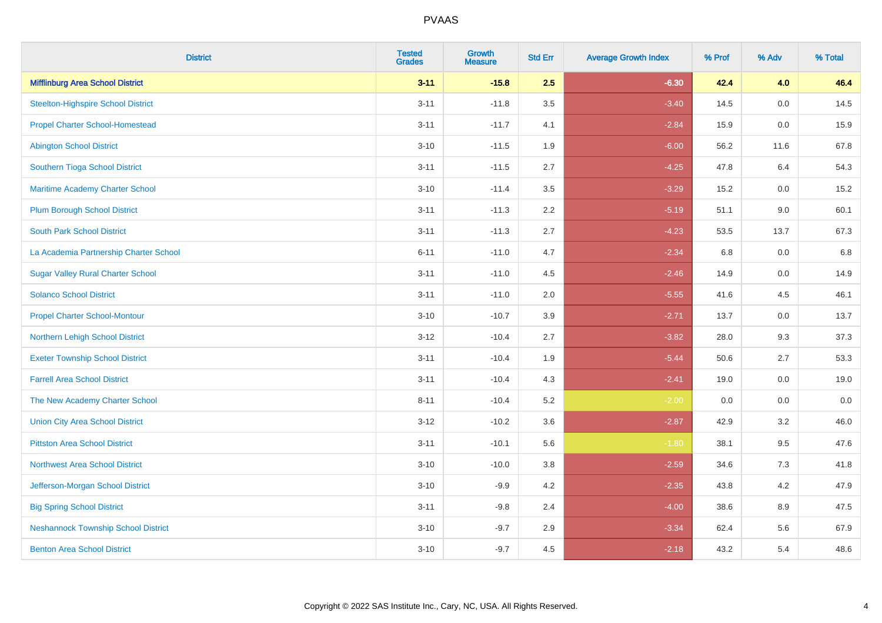| District | Tested Grades | Growth Measure | Std Err | Average Growth Index | % Prof | % Adv | % Total |
|---|---|---|---|---|---|---|---|
| **Mifflinburg Area School District** | **3-11** | **-15.8** | **2.5** | **-6.30** | **42.4** | **4.0** | **46.4** |
| Steelton-Highspire School District | 3-11 | -11.8 | 3.5 | -3.40 | 14.5 | 0.0 | 14.5 |
| Propel Charter School-Homestead | 3-11 | -11.7 | 4.1 | -2.84 | 15.9 | 0.0 | 15.9 |
| Abington School District | 3-10 | -11.5 | 1.9 | -6.00 | 56.2 | 11.6 | 67.8 |
| Southern Tioga School District | 3-11 | -11.5 | 2.7 | -4.25 | 47.8 | 6.4 | 54.3 |
| Maritime Academy Charter School | 3-10 | -11.4 | 3.5 | -3.29 | 15.2 | 0.0 | 15.2 |
| Plum Borough School District | 3-11 | -11.3 | 2.2 | -5.19 | 51.1 | 9.0 | 60.1 |
| South Park School District | 3-11 | -11.3 | 2.7 | -4.23 | 53.5 | 13.7 | 67.3 |
| La Academia Partnership Charter School | 6-11 | -11.0 | 4.7 | -2.34 | 6.8 | 0.0 | 6.8 |
| Sugar Valley Rural Charter School | 3-11 | -11.0 | 4.5 | -2.46 | 14.9 | 0.0 | 14.9 |
| Solanco School District | 3-11 | -11.0 | 2.0 | -5.55 | 41.6 | 4.5 | 46.1 |
| Propel Charter School-Montour | 3-10 | -10.7 | 3.9 | -2.71 | 13.7 | 0.0 | 13.7 |
| Northern Lehigh School District | 3-12 | -10.4 | 2.7 | -3.82 | 28.0 | 9.3 | 37.3 |
| Exeter Township School District | 3-11 | -10.4 | 1.9 | -5.44 | 50.6 | 2.7 | 53.3 |
| Farrell Area School District | 3-11 | -10.4 | 4.3 | -2.41 | 19.0 | 0.0 | 19.0 |
| The New Academy Charter School | 8-11 | -10.4 | 5.2 | -2.00 | 0.0 | 0.0 | 0.0 |
| Union City Area School District | 3-12 | -10.2 | 3.6 | -2.87 | 42.9 | 3.2 | 46.0 |
| Pittston Area School District | 3-11 | -10.1 | 5.6 | -1.80 | 38.1 | 9.5 | 47.6 |
| Northwest Area School District | 3-10 | -10.0 | 3.8 | -2.59 | 34.6 | 7.3 | 41.8 |
| Jefferson-Morgan School District | 3-10 | -9.9 | 4.2 | -2.35 | 43.8 | 4.2 | 47.9 |
| Big Spring School District | 3-11 | -9.8 | 2.4 | -4.00 | 38.6 | 8.9 | 47.5 |
| Neshannock Township School District | 3-10 | -9.7 | 2.9 | -3.34 | 62.4 | 5.6 | 67.9 |
| Benton Area School District | 3-10 | -9.7 | 4.5 | -2.18 | 43.2 | 5.4 | 48.6 |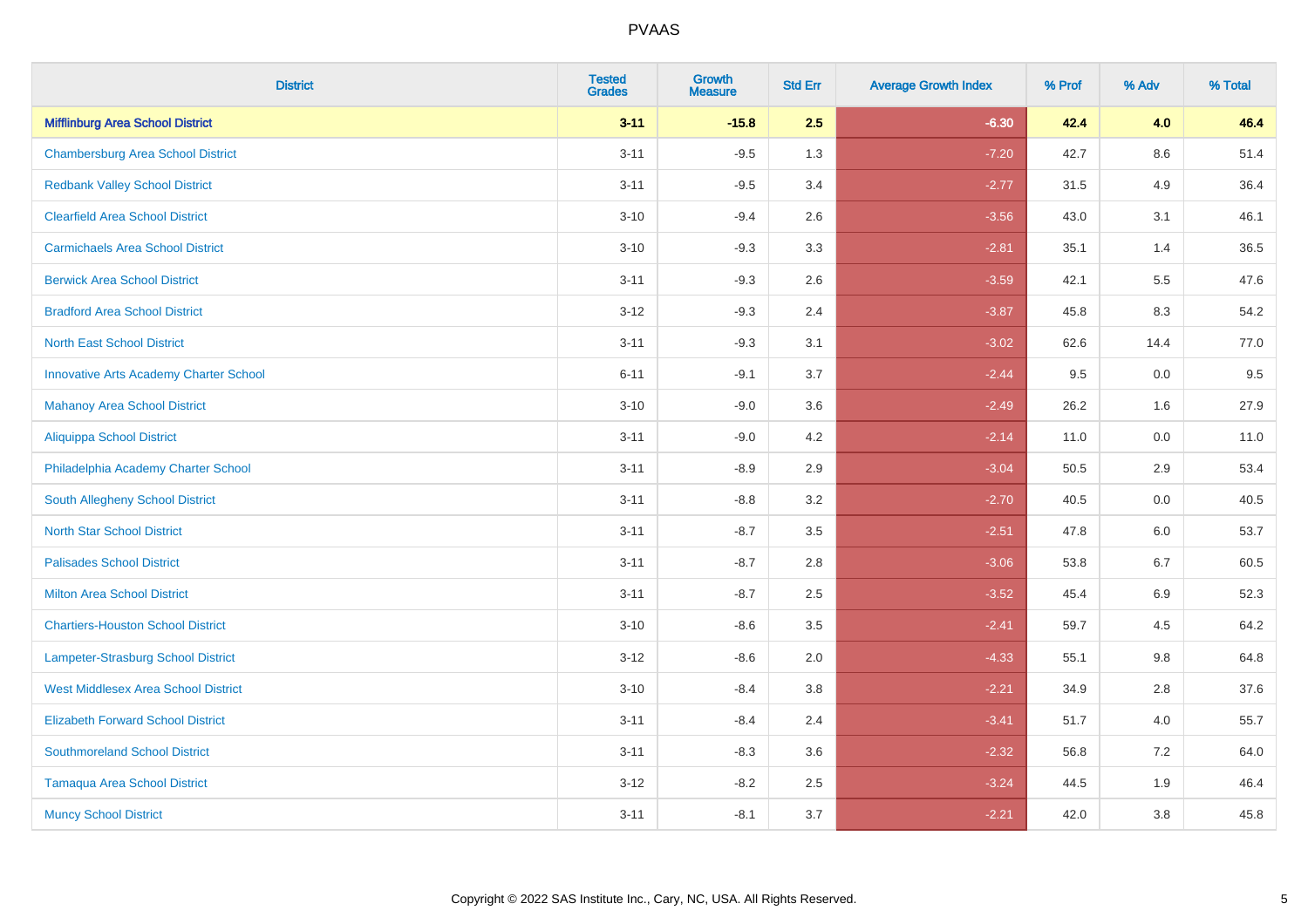| District | Tested Grades | Growth Measure | Std Err | Average Growth Index | % Prof | % Adv | % Total |
|---|---|---|---|---|---|---|---|
| **Mifflinburg Area School District** | **3-11** | **-15.8** | **2.5** | **-6.30** | **42.4** | **4.0** | **46.4** |
| Chambersburg Area School District | 3-11 | -9.5 | 1.3 | -7.20 | 42.7 | 8.6 | 51.4 |
| Redbank Valley School District | 3-11 | -9.5 | 3.4 | -2.77 | 31.5 | 4.9 | 36.4 |
| Clearfield Area School District | 3-10 | -9.4 | 2.6 | -3.56 | 43.0 | 3.1 | 46.1 |
| Carmichaels Area School District | 3-10 | -9.3 | 3.3 | -2.81 | 35.1 | 1.4 | 36.5 |
| Berwick Area School District | 3-11 | -9.3 | 2.6 | -3.59 | 42.1 | 5.5 | 47.6 |
| Bradford Area School District | 3-12 | -9.3 | 2.4 | -3.87 | 45.8 | 8.3 | 54.2 |
| North East School District | 3-11 | -9.3 | 3.1 | -3.02 | 62.6 | 14.4 | 77.0 |
| Innovative Arts Academy Charter School | 6-11 | -9.1 | 3.7 | -2.44 | 9.5 | 0.0 | 9.5 |
| Mahanoy Area School District | 3-10 | -9.0 | 3.6 | -2.49 | 26.2 | 1.6 | 27.9 |
| Aliquippa School District | 3-11 | -9.0 | 4.2 | -2.14 | 11.0 | 0.0 | 11.0 |
| Philadelphia Academy Charter School | 3-11 | -8.9 | 2.9 | -3.04 | 50.5 | 2.9 | 53.4 |
| South Allegheny School District | 3-11 | -8.8 | 3.2 | -2.70 | 40.5 | 0.0 | 40.5 |
| North Star School District | 3-11 | -8.7 | 3.5 | -2.51 | 47.8 | 6.0 | 53.7 |
| Palisades School District | 3-11 | -8.7 | 2.8 | -3.06 | 53.8 | 6.7 | 60.5 |
| Milton Area School District | 3-11 | -8.7 | 2.5 | -3.52 | 45.4 | 6.9 | 52.3 |
| Chartiers-Houston School District | 3-10 | -8.6 | 3.5 | -2.41 | 59.7 | 4.5 | 64.2 |
| Lampeter-Strasburg School District | 3-12 | -8.6 | 2.0 | -4.33 | 55.1 | 9.8 | 64.8 |
| West Middlesex Area School District | 3-10 | -8.4 | 3.8 | -2.21 | 34.9 | 2.8 | 37.6 |
| Elizabeth Forward School District | 3-11 | -8.4 | 2.4 | -3.41 | 51.7 | 4.0 | 55.7 |
| Southmoreland School District | 3-11 | -8.3 | 3.6 | -2.32 | 56.8 | 7.2 | 64.0 |
| Tamaqua Area School District | 3-12 | -8.2 | 2.5 | -3.24 | 44.5 | 1.9 | 46.4 |
| Muncy School District | 3-11 | -8.1 | 3.7 | -2.21 | 42.0 | 3.8 | 45.8 |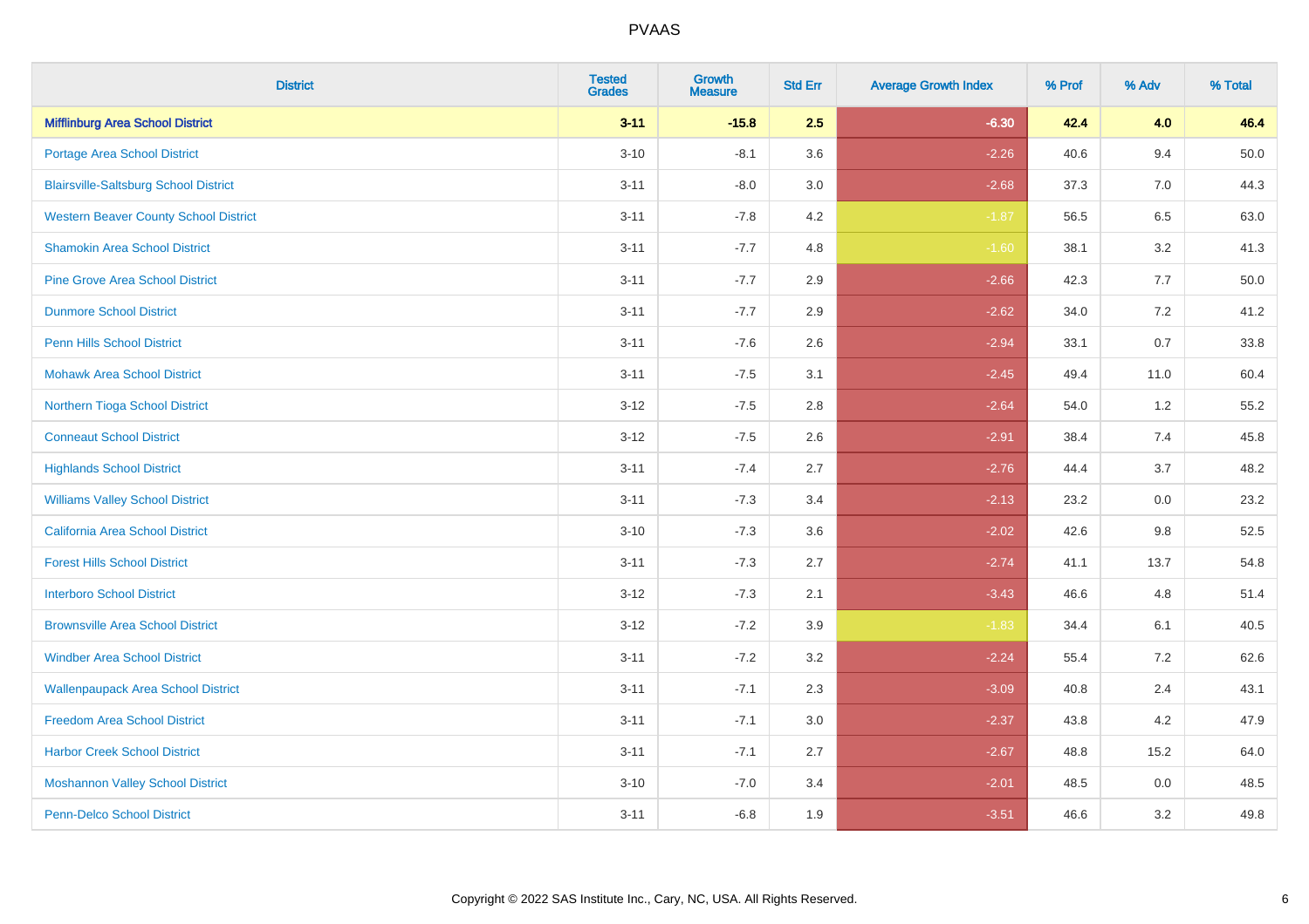PVAAS

| District | Tested Grades | Growth Measure | Std Err | Average Growth Index | % Prof | % Adv | % Total |
|---|---|---|---|---|---|---|---|
| **Mifflinburg Area School District** | **3-11** | **-15.8** | **2.5** | **-6.30** | **42.4** | **4.0** | **46.4** |
| Portage Area School District | 3-10 | -8.1 | 3.6 | -2.26 | 40.6 | 9.4 | 50.0 |
| Blairsville-Saltsburg School District | 3-11 | -8.0 | 3.0 | -2.68 | 37.3 | 7.0 | 44.3 |
| Western Beaver County School District | 3-11 | -7.8 | 4.2 | -1.87 | 56.5 | 6.5 | 63.0 |
| Shamokin Area School District | 3-11 | -7.7 | 4.8 | -1.60 | 38.1 | 3.2 | 41.3 |
| Pine Grove Area School District | 3-11 | -7.7 | 2.9 | -2.66 | 42.3 | 7.7 | 50.0 |
| Dunmore School District | 3-11 | -7.7 | 2.9 | -2.62 | 34.0 | 7.2 | 41.2 |
| Penn Hills School District | 3-11 | -7.6 | 2.6 | -2.94 | 33.1 | 0.7 | 33.8 |
| Mohawk Area School District | 3-11 | -7.5 | 3.1 | -2.45 | 49.4 | 11.0 | 60.4 |
| Northern Tioga School District | 3-12 | -7.5 | 2.8 | -2.64 | 54.0 | 1.2 | 55.2 |
| Conneaut School District | 3-12 | -7.5 | 2.6 | -2.91 | 38.4 | 7.4 | 45.8 |
| Highlands School District | 3-11 | -7.4 | 2.7 | -2.76 | 44.4 | 3.7 | 48.2 |
| Williams Valley School District | 3-11 | -7.3 | 3.4 | -2.13 | 23.2 | 0.0 | 23.2 |
| California Area School District | 3-10 | -7.3 | 3.6 | -2.02 | 42.6 | 9.8 | 52.5 |
| Forest Hills School District | 3-11 | -7.3 | 2.7 | -2.74 | 41.1 | 13.7 | 54.8 |
| Interboro School District | 3-12 | -7.3 | 2.1 | -3.43 | 46.6 | 4.8 | 51.4 |
| Brownsville Area School District | 3-12 | -7.2 | 3.9 | -1.83 | 34.4 | 6.1 | 40.5 |
| Windber Area School District | 3-11 | -7.2 | 3.2 | -2.24 | 55.4 | 7.2 | 62.6 |
| Wallenpaupack Area School District | 3-11 | -7.1 | 2.3 | -3.09 | 40.8 | 2.4 | 43.1 |
| Freedom Area School District | 3-11 | -7.1 | 3.0 | -2.37 | 43.8 | 4.2 | 47.9 |
| Harbor Creek School District | 3-11 | -7.1 | 2.7 | -2.67 | 48.8 | 15.2 | 64.0 |
| Moshannon Valley School District | 3-10 | -7.0 | 3.4 | -2.01 | 48.5 | 0.0 | 48.5 |
| Penn-Delco School District | 3-11 | -6.8 | 1.9 | -3.51 | 46.6 | 3.2 | 49.8 |

Copyright © 2022 SAS Institute Inc., Cary, NC, USA. All Rights Reserved.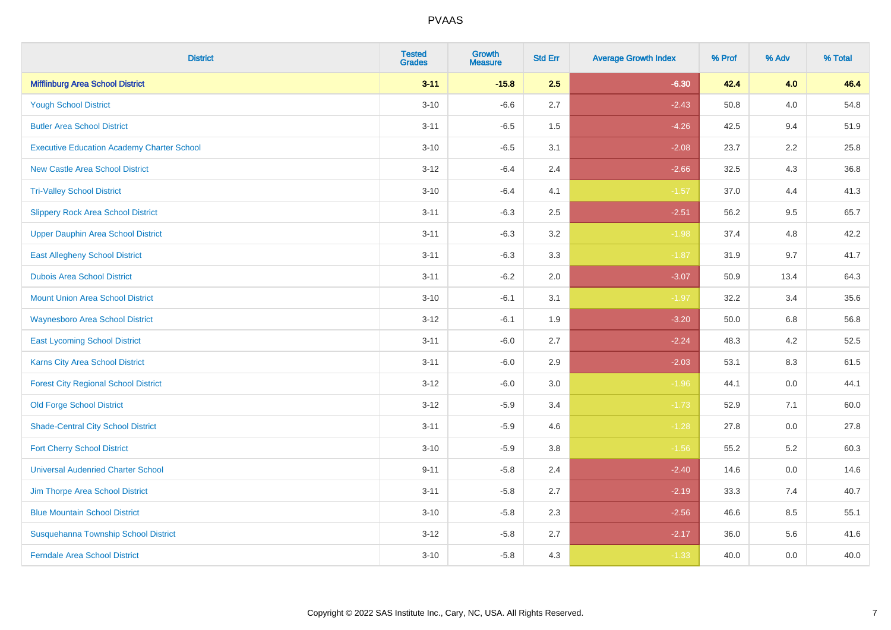# PVAAS

| District | Tested Grades | Growth Measure | Std Err | Average Growth Index | % Prof | % Adv | % Total |
|---|---|---|---|---|---|---|---|
| **Mifflinburg Area School District** | **3-11** | **-15.8** | **2.5** | **-6.30** | **42.4** | **4.0** | **46.4** |
| Yough School District | 3-10 | -6.6 | 2.7 | -2.43 | 50.8 | 4.0 | 54.8 |
| Butler Area School District | 3-11 | -6.5 | 1.5 | -4.26 | 42.5 | 9.4 | 51.9 |
| Executive Education Academy Charter School | 3-10 | -6.5 | 3.1 | -2.08 | 23.7 | 2.2 | 25.8 |
| New Castle Area School District | 3-12 | -6.4 | 2.4 | -2.66 | 32.5 | 4.3 | 36.8 |
| Tri-Valley School District | 3-10 | -6.4 | 4.1 | -1.57 | 37.0 | 4.4 | 41.3 |
| Slippery Rock Area School District | 3-11 | -6.3 | 2.5 | -2.51 | 56.2 | 9.5 | 65.7 |
| Upper Dauphin Area School District | 3-11 | -6.3 | 3.2 | -1.98 | 37.4 | 4.8 | 42.2 |
| East Allegheny School District | 3-11 | -6.3 | 3.3 | -1.87 | 31.9 | 9.7 | 41.7 |
| Dubois Area School District | 3-11 | -6.2 | 2.0 | -3.07 | 50.9 | 13.4 | 64.3 |
| Mount Union Area School District | 3-10 | -6.1 | 3.1 | -1.97 | 32.2 | 3.4 | 35.6 |
| Waynesboro Area School District | 3-12 | -6.1 | 1.9 | -3.20 | 50.0 | 6.8 | 56.8 |
| East Lycoming School District | 3-11 | -6.0 | 2.7 | -2.24 | 48.3 | 4.2 | 52.5 |
| Karns City Area School District | 3-11 | -6.0 | 2.9 | -2.03 | 53.1 | 8.3 | 61.5 |
| Forest City Regional School District | 3-12 | -6.0 | 3.0 | -1.96 | 44.1 | 0.0 | 44.1 |
| Old Forge School District | 3-12 | -5.9 | 3.4 | -1.73 | 52.9 | 7.1 | 60.0 |
| Shade-Central City School District | 3-11 | -5.9 | 4.6 | -1.28 | 27.8 | 0.0 | 27.8 |
| Fort Cherry School District | 3-10 | -5.9 | 3.8 | -1.56 | 55.2 | 5.2 | 60.3 |
| Universal Audenried Charter School | 9-11 | -5.8 | 2.4 | -2.40 | 14.6 | 0.0 | 14.6 |
| Jim Thorpe Area School District | 3-11 | -5.8 | 2.7 | -2.19 | 33.3 | 7.4 | 40.7 |
| Blue Mountain School District | 3-10 | -5.8 | 2.3 | -2.56 | 46.6 | 8.5 | 55.1 |
| Susquehanna Township School District | 3-12 | -5.8 | 2.7 | -2.17 | 36.0 | 5.6 | 41.6 |
| Ferndale Area School District | 3-10 | -5.8 | 4.3 | -1.33 | 40.0 | 0.0 | 40.0 |

Copyright © 2022 SAS Institute Inc., Cary, NC, USA. All Rights Reserved.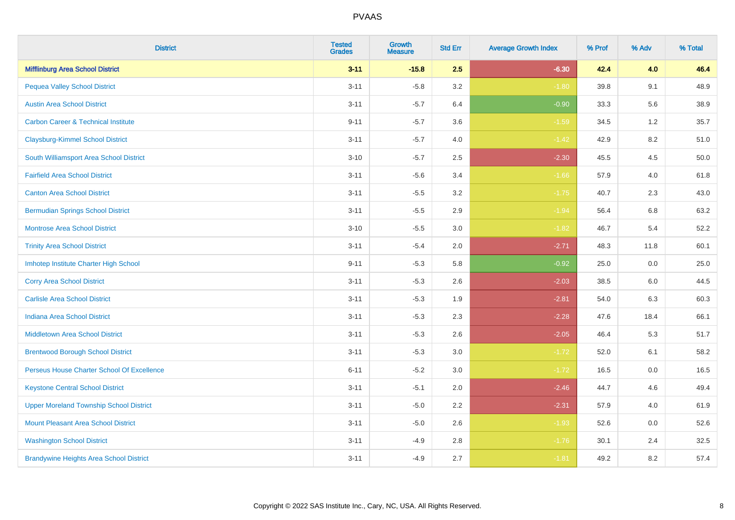# PVAAS

| District | Tested Grades | Growth Measure | Std Err | Average Growth Index | % Prof | % Adv | % Total |
|---|---|---|---|---|---|---|---|
| **Mifflinburg Area School District** | **3-11** | **-15.8** | **2.5** | **-6.30** | **42.4** | **4.0** | **46.4** |
| Pequea Valley School District | 3-11 | -5.8 | 3.2 | -1.80 | 39.8 | 9.1 | 48.9 |
| Austin Area School District | 3-11 | -5.7 | 6.4 | -0.90 | 33.3 | 5.6 | 38.9 |
| Carbon Career & Technical Institute | 9-11 | -5.7 | 3.6 | -1.59 | 34.5 | 1.2 | 35.7 |
| Claysburg-Kimmel School District | 3-11 | -5.7 | 4.0 | -1.42 | 42.9 | 8.2 | 51.0 |
| South Williamsport Area School District | 3-10 | -5.7 | 2.5 | -2.30 | 45.5 | 4.5 | 50.0 |
| Fairfield Area School District | 3-11 | -5.6 | 3.4 | -1.66 | 57.9 | 4.0 | 61.8 |
| Canton Area School District | 3-11 | -5.5 | 3.2 | -1.75 | 40.7 | 2.3 | 43.0 |
| Bermudian Springs School District | 3-11 | -5.5 | 2.9 | -1.94 | 56.4 | 6.8 | 63.2 |
| Montrose Area School District | 3-10 | -5.5 | 3.0 | -1.82 | 46.7 | 5.4 | 52.2 |
| Trinity Area School District | 3-11 | -5.4 | 2.0 | -2.71 | 48.3 | 11.8 | 60.1 |
| Imhotep Institute Charter High School | 9-11 | -5.3 | 5.8 | -0.92 | 25.0 | 0.0 | 25.0 |
| Corry Area School District | 3-11 | -5.3 | 2.6 | -2.03 | 38.5 | 6.0 | 44.5 |
| Carlisle Area School District | 3-11 | -5.3 | 1.9 | -2.81 | 54.0 | 6.3 | 60.3 |
| Indiana Area School District | 3-11 | -5.3 | 2.3 | -2.28 | 47.6 | 18.4 | 66.1 |
| Middletown Area School District | 3-11 | -5.3 | 2.6 | -2.05 | 46.4 | 5.3 | 51.7 |
| Brentwood Borough School District | 3-11 | -5.3 | 3.0 | -1.72 | 52.0 | 6.1 | 58.2 |
| Perseus House Charter School Of Excellence | 6-11 | -5.2 | 3.0 | -1.72 | 16.5 | 0.0 | 16.5 |
| Keystone Central School District | 3-11 | -5.1 | 2.0 | -2.46 | 44.7 | 4.6 | 49.4 |
| Upper Moreland Township School District | 3-11 | -5.0 | 2.2 | -2.31 | 57.9 | 4.0 | 61.9 |
| Mount Pleasant Area School District | 3-11 | -5.0 | 2.6 | -1.93 | 52.6 | 0.0 | 52.6 |
| Washington School District | 3-11 | -4.9 | 2.8 | -1.76 | 30.1 | 2.4 | 32.5 |
| Brandywine Heights Area School District | 3-11 | -4.9 | 2.7 | -1.81 | 49.2 | 8.2 | 57.4 |

Copyright © 2022 SAS Institute Inc., Cary, NC, USA. All Rights Reserved.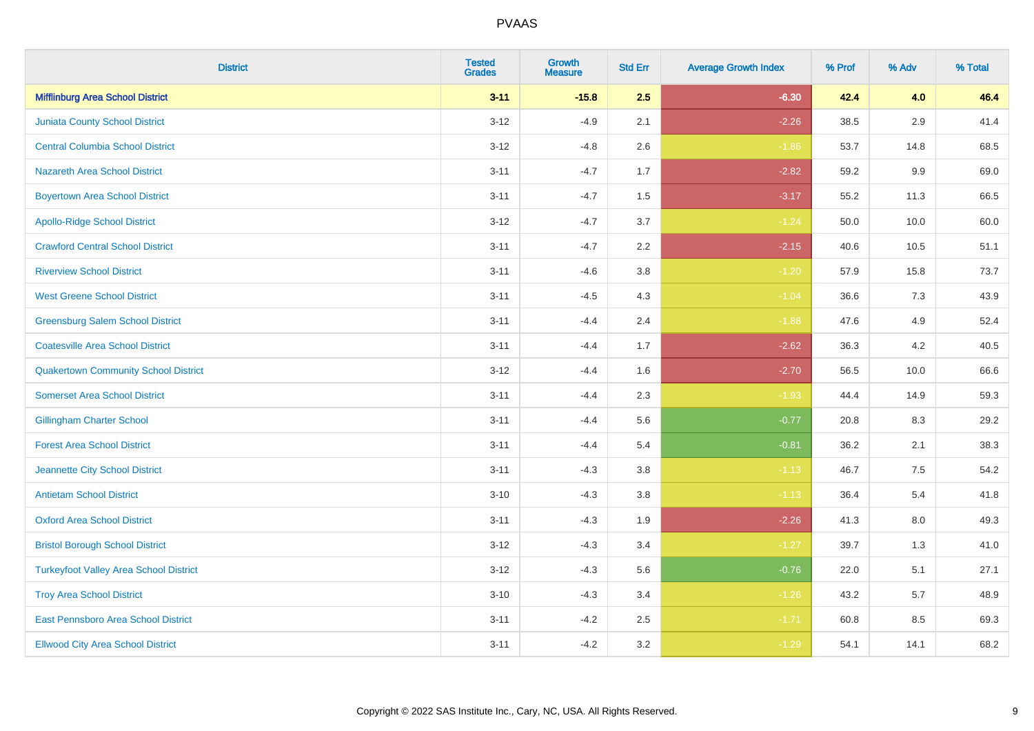# PVAAS

| District | Tested Grades | Growth Measure | Std Err | Average Growth Index | % Prof | % Adv | % Total |
|---|---|---|---|---|---|---|---|
| **Mifflinburg Area School District** | **3-11** | **-15.8** | **2.5** | **-6.30** | **42.4** | **4.0** | **46.4** |
| Juniata County School District | 3-12 | -4.9 | 2.1 | -2.26 | 38.5 | 2.9 | 41.4 |
| Central Columbia School District | 3-12 | -4.8 | 2.6 | -1.86 | 53.7 | 14.8 | 68.5 |
| Nazareth Area School District | 3-11 | -4.7 | 1.7 | -2.82 | 59.2 | 9.9 | 69.0 |
| Boyertown Area School District | 3-11 | -4.7 | 1.5 | -3.17 | 55.2 | 11.3 | 66.5 |
| Apollo-Ridge School District | 3-12 | -4.7 | 3.7 | -1.24 | 50.0 | 10.0 | 60.0 |
| Crawford Central School District | 3-11 | -4.7 | 2.2 | -2.15 | 40.6 | 10.5 | 51.1 |
| Riverview School District | 3-11 | -4.6 | 3.8 | -1.20 | 57.9 | 15.8 | 73.7 |
| West Greene School District | 3-11 | -4.5 | 4.3 | -1.04 | 36.6 | 7.3 | 43.9 |
| Greensburg Salem School District | 3-11 | -4.4 | 2.4 | -1.88 | 47.6 | 4.9 | 52.4 |
| Coatesville Area School District | 3-11 | -4.4 | 1.7 | -2.62 | 36.3 | 4.2 | 40.5 |
| Quakertown Community School District | 3-12 | -4.4 | 1.6 | -2.70 | 56.5 | 10.0 | 66.6 |
| Somerset Area School District | 3-11 | -4.4 | 2.3 | -1.93 | 44.4 | 14.9 | 59.3 |
| Gillingham Charter School | 3-11 | -4.4 | 5.6 | -0.77 | 20.8 | 8.3 | 29.2 |
| Forest Area School District | 3-11 | -4.4 | 5.4 | -0.81 | 36.2 | 2.1 | 38.3 |
| Jeannette City School District | 3-11 | -4.3 | 3.8 | -1.13 | 46.7 | 7.5 | 54.2 |
| Antietam School District | 3-10 | -4.3 | 3.8 | -1.13 | 36.4 | 5.4 | 41.8 |
| Oxford Area School District | 3-11 | -4.3 | 1.9 | -2.26 | 41.3 | 8.0 | 49.3 |
| Bristol Borough School District | 3-12 | -4.3 | 3.4 | -1.27 | 39.7 | 1.3 | 41.0 |
| Turkeyfoot Valley Area School District | 3-12 | -4.3 | 5.6 | -0.76 | 22.0 | 5.1 | 27.1 |
| Troy Area School District | 3-10 | -4.3 | 3.4 | -1.26 | 43.2 | 5.7 | 48.9 |
| East Pennsboro Area School District | 3-11 | -4.2 | 2.5 | -1.71 | 60.8 | 8.5 | 69.3 |
| Ellwood City Area School District | 3-11 | -4.2 | 3.2 | -1.29 | 54.1 | 14.1 | 68.2 |

Copyright © 2022 SAS Institute Inc., Cary, NC, USA. All Rights Reserved.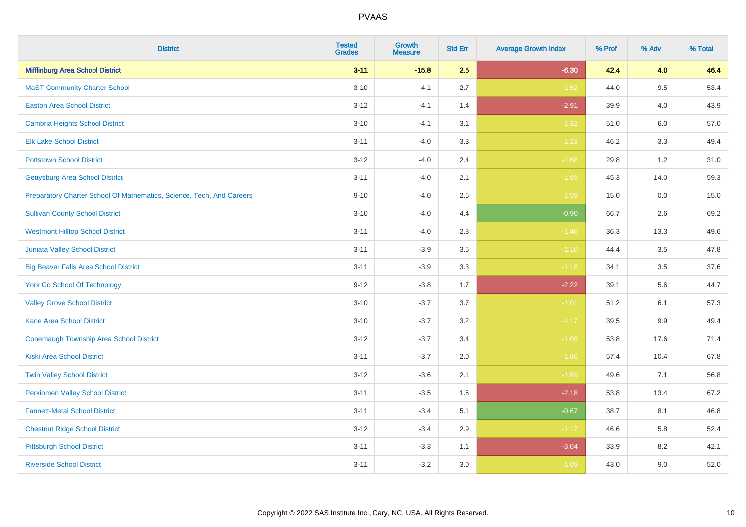# PVAAS

| District | Tested Grades | Growth Measure | Std Err | Average Growth Index | % Prof | % Adv | % Total |
|---|---|---|---|---|---|---|---|
| **Mifflinburg Area School District** | **3-11** | **-15.8** | **2.5** | **-6.30** | **42.4** | **4.0** | **46.4** |
| MaST Community Charter School | 3-10 | -4.1 | 2.7 | -1.52 | 44.0 | 9.5 | 53.4 |
| Easton Area School District | 3-12 | -4.1 | 1.4 | -2.91 | 39.9 | 4.0 | 43.9 |
| Cambria Heights School District | 3-10 | -4.1 | 3.1 | -1.32 | 51.0 | 6.0 | 57.0 |
| Elk Lake School District | 3-11 | -4.0 | 3.3 | -1.23 | 46.2 | 3.3 | 49.4 |
| Pottstown School District | 3-12 | -4.0 | 2.4 | -1.68 | 29.8 | 1.2 | 31.0 |
| Gettysburg Area School District | 3-11 | -4.0 | 2.1 | -1.89 | 45.3 | 14.0 | 59.3 |
| Preparatory Charter School Of Mathematics, Science, Tech, And Careers | 9-10 | -4.0 | 2.5 | -1.59 | 15.0 | 0.0 | 15.0 |
| Sullivan County School District | 3-10 | -4.0 | 4.4 | -0.90 | 66.7 | 2.6 | 69.2 |
| Westmont Hilltop School District | 3-11 | -4.0 | 2.8 | -1.40 | 36.3 | 13.3 | 49.6 |
| Juniata Valley School District | 3-11 | -3.9 | 3.5 | -1.10 | 44.4 | 3.5 | 47.8 |
| Big Beaver Falls Area School District | 3-11 | -3.9 | 3.3 | -1.18 | 34.1 | 3.5 | 37.6 |
| York Co School Of Technology | 9-12 | -3.8 | 1.7 | -2.22 | 39.1 | 5.6 | 44.7 |
| Valley Grove School District | 3-10 | -3.7 | 3.7 | -1.01 | 51.2 | 6.1 | 57.3 |
| Kane Area School District | 3-10 | -3.7 | 3.2 | -1.17 | 39.5 | 9.9 | 49.4 |
| Conemaugh Township Area School District | 3-12 | -3.7 | 3.4 | -1.09 | 53.8 | 17.6 | 71.4 |
| Kiski Area School District | 3-11 | -3.7 | 2.0 | -1.86 | 57.4 | 10.4 | 67.8 |
| Twin Valley School District | 3-12 | -3.6 | 2.1 | -1.69 | 49.6 | 7.1 | 56.8 |
| Perkiomen Valley School District | 3-11 | -3.5 | 1.6 | -2.18 | 53.8 | 13.4 | 67.2 |
| Fannett-Metal School District | 3-11 | -3.4 | 5.1 | -0.67 | 38.7 | 8.1 | 46.8 |
| Chestnut Ridge School District | 3-12 | -3.4 | 2.9 | -1.17 | 46.6 | 5.8 | 52.4 |
| Pittsburgh School District | 3-11 | -3.3 | 1.1 | -3.04 | 33.9 | 8.2 | 42.1 |
| Riverside School District | 3-11 | -3.2 | 3.0 | -1.09 | 43.0 | 9.0 | 52.0 |

Copyright © 2022 SAS Institute Inc., Cary, NC, USA. All Rights Reserved.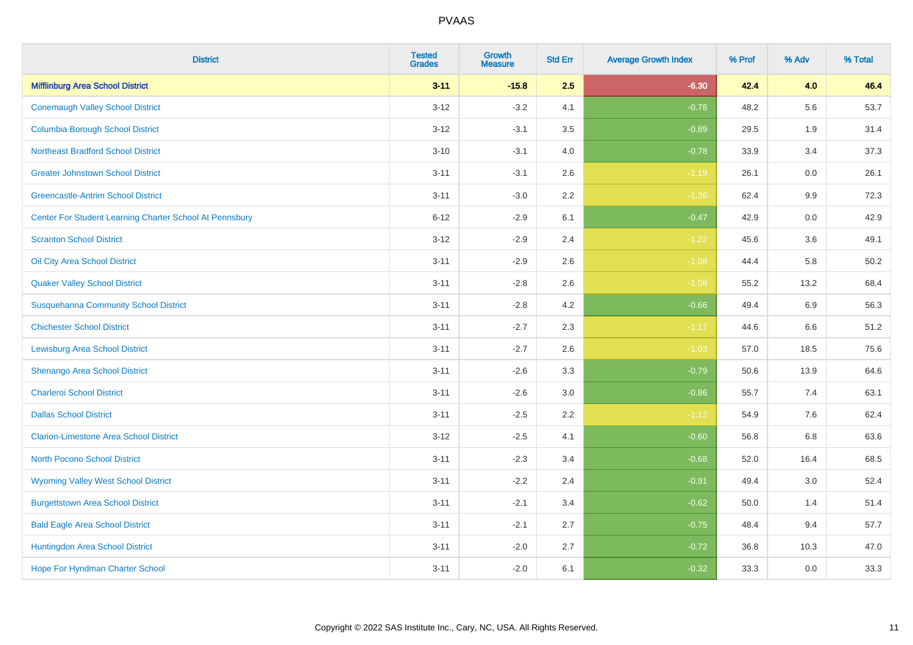# PVAAS

| District | Tested Grades | Growth Measure | Std Err | Average Growth Index | % Prof | % Adv | % Total |
|---|---|---|---|---|---|---|---|
| **Mifflinburg Area School District** | **3-11** | **-15.8** | **2.5** | **-6.30** | **42.4** | **4.0** | **46.4** |
| Conemaugh Valley School District | 3-12 | -3.2 | 4.1 | -0.78 | 48.2 | 5.6 | 53.7 |
| Columbia Borough School District | 3-12 | -3.1 | 3.5 | -0.89 | 29.5 | 1.9 | 31.4 |
| Northeast Bradford School District | 3-10 | -3.1 | 4.0 | -0.78 | 33.9 | 3.4 | 37.3 |
| Greater Johnstown School District | 3-11 | -3.1 | 2.6 | -1.19 | 26.1 | 0.0 | 26.1 |
| Greencastle-Antrim School District | 3-11 | -3.0 | 2.2 | -1.36 | 62.4 | 9.9 | 72.3 |
| Center For Student Learning Charter School At Pennsbury | 6-12 | -2.9 | 6.1 | -0.47 | 42.9 | 0.0 | 42.9 |
| Scranton School District | 3-12 | -2.9 | 2.4 | -1.22 | 45.6 | 3.6 | 49.1 |
| Oil City Area School District | 3-11 | -2.9 | 2.6 | -1.08 | 44.4 | 5.8 | 50.2 |
| Quaker Valley School District | 3-11 | -2.8 | 2.6 | -1.08 | 55.2 | 13.2 | 68.4 |
| Susquehanna Community School District | 3-11 | -2.8 | 4.2 | -0.66 | 49.4 | 6.9 | 56.3 |
| Chichester School District | 3-11 | -2.7 | 2.3 | -1.17 | 44.6 | 6.6 | 51.2 |
| Lewisburg Area School District | 3-11 | -2.7 | 2.6 | -1.03 | 57.0 | 18.5 | 75.6 |
| Shenango Area School District | 3-11 | -2.6 | 3.3 | -0.79 | 50.6 | 13.9 | 64.6 |
| Charleroi School District | 3-11 | -2.6 | 3.0 | -0.86 | 55.7 | 7.4 | 63.1 |
| Dallas School District | 3-11 | -2.5 | 2.2 | -1.12 | 54.9 | 7.6 | 62.4 |
| Clarion-Limestone Area School District | 3-12 | -2.5 | 4.1 | -0.60 | 56.8 | 6.8 | 63.6 |
| North Pocono School District | 3-11 | -2.3 | 3.4 | -0.68 | 52.0 | 16.4 | 68.5 |
| Wyoming Valley West School District | 3-11 | -2.2 | 2.4 | -0.91 | 49.4 | 3.0 | 52.4 |
| Burgettstown Area School District | 3-11 | -2.1 | 3.4 | -0.62 | 50.0 | 1.4 | 51.4 |
| Bald Eagle Area School District | 3-11 | -2.1 | 2.7 | -0.75 | 48.4 | 9.4 | 57.7 |
| Huntingdon Area School District | 3-11 | -2.0 | 2.7 | -0.72 | 36.8 | 10.3 | 47.0 |
| Hope For Hyndman Charter School | 3-11 | -2.0 | 6.1 | -0.32 | 33.3 | 0.0 | 33.3 |

Copyright © 2022 SAS Institute Inc., Cary, NC, USA. All Rights Reserved.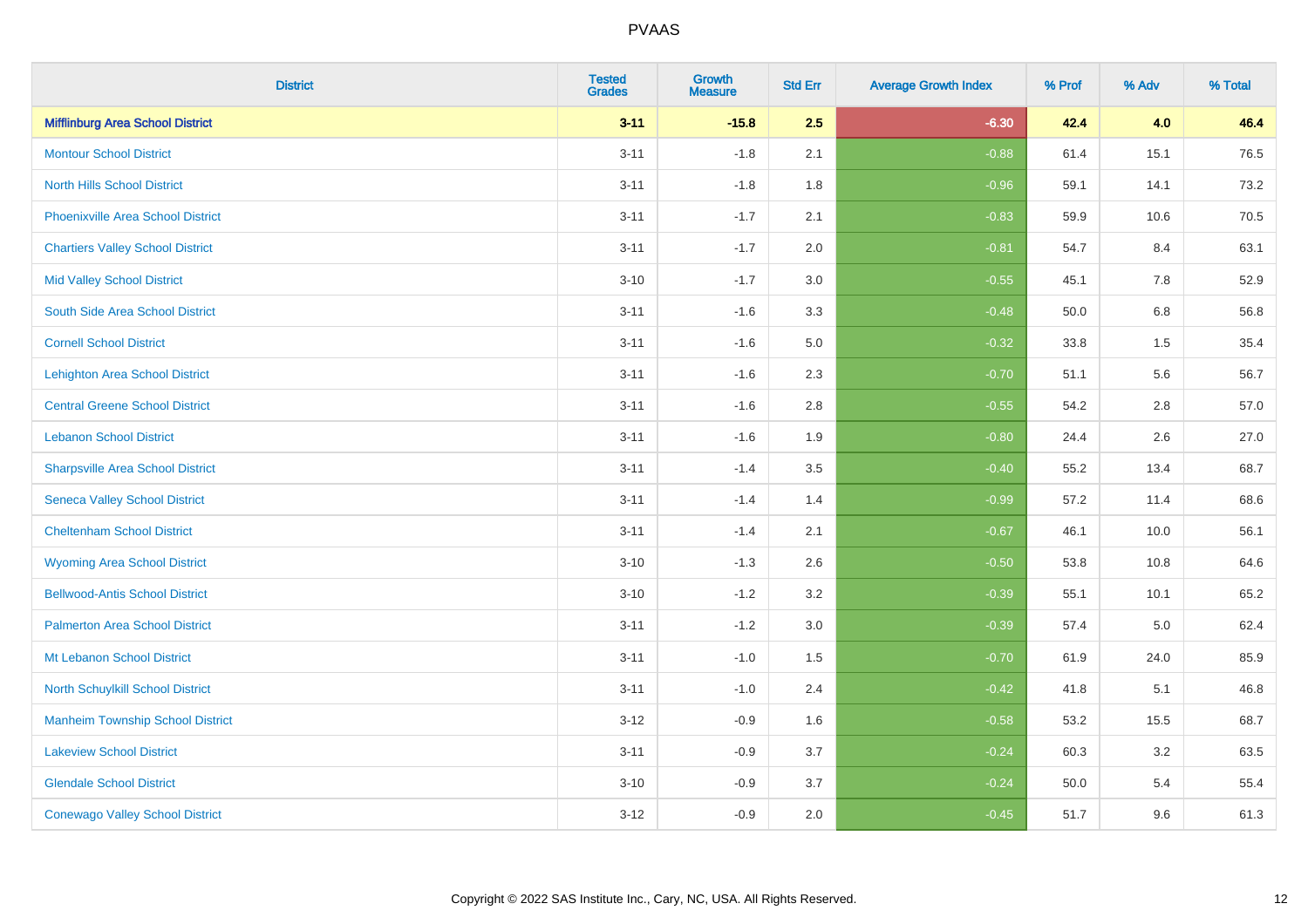| District | Tested Grades | Growth Measure | Std Err | Average Growth Index | % Prof | % Adv | % Total |
|---|---|---|---|---|---|---|---|
| **Mifflinburg Area School District** | **3-11** | **-15.8** | **2.5** | **-6.30** | **42.4** | **4.0** | **46.4** |
| Montour School District | 3-11 | -1.8 | 2.1 | -0.88 | 61.4 | 15.1 | 76.5 |
| North Hills School District | 3-11 | -1.8 | 1.8 | -0.96 | 59.1 | 14.1 | 73.2 |
| Phoenixville Area School District | 3-11 | -1.7 | 2.1 | -0.83 | 59.9 | 10.6 | 70.5 |
| Chartiers Valley School District | 3-11 | -1.7 | 2.0 | -0.81 | 54.7 | 8.4 | 63.1 |
| Mid Valley School District | 3-10 | -1.7 | 3.0 | -0.55 | 45.1 | 7.8 | 52.9 |
| South Side Area School District | 3-11 | -1.6 | 3.3 | -0.48 | 50.0 | 6.8 | 56.8 |
| Cornell School District | 3-11 | -1.6 | 5.0 | -0.32 | 33.8 | 1.5 | 35.4 |
| Lehighton Area School District | 3-11 | -1.6 | 2.3 | -0.70 | 51.1 | 5.6 | 56.7 |
| Central Greene School District | 3-11 | -1.6 | 2.8 | -0.55 | 54.2 | 2.8 | 57.0 |
| Lebanon School District | 3-11 | -1.6 | 1.9 | -0.80 | 24.4 | 2.6 | 27.0 |
| Sharpsville Area School District | 3-11 | -1.4 | 3.5 | -0.40 | 55.2 | 13.4 | 68.7 |
| Seneca Valley School District | 3-11 | -1.4 | 1.4 | -0.99 | 57.2 | 11.4 | 68.6 |
| Cheltenham School District | 3-11 | -1.4 | 2.1 | -0.67 | 46.1 | 10.0 | 56.1 |
| Wyoming Area School District | 3-10 | -1.3 | 2.6 | -0.50 | 53.8 | 10.8 | 64.6 |
| Bellwood-Antis School District | 3-10 | -1.2 | 3.2 | -0.39 | 55.1 | 10.1 | 65.2 |
| Palmerton Area School District | 3-11 | -1.2 | 3.0 | -0.39 | 57.4 | 5.0 | 62.4 |
| Mt Lebanon School District | 3-11 | -1.0 | 1.5 | -0.70 | 61.9 | 24.0 | 85.9 |
| North Schuylkill School District | 3-11 | -1.0 | 2.4 | -0.42 | 41.8 | 5.1 | 46.8 |
| Manheim Township School District | 3-12 | -0.9 | 1.6 | -0.58 | 53.2 | 15.5 | 68.7 |
| Lakeview School District | 3-11 | -0.9 | 3.7 | -0.24 | 60.3 | 3.2 | 63.5 |
| Glendale School District | 3-10 | -0.9 | 3.7 | -0.24 | 50.0 | 5.4 | 55.4 |
| Conewago Valley School District | 3-12 | -0.9 | 2.0 | -0.45 | 51.7 | 9.6 | 61.3 |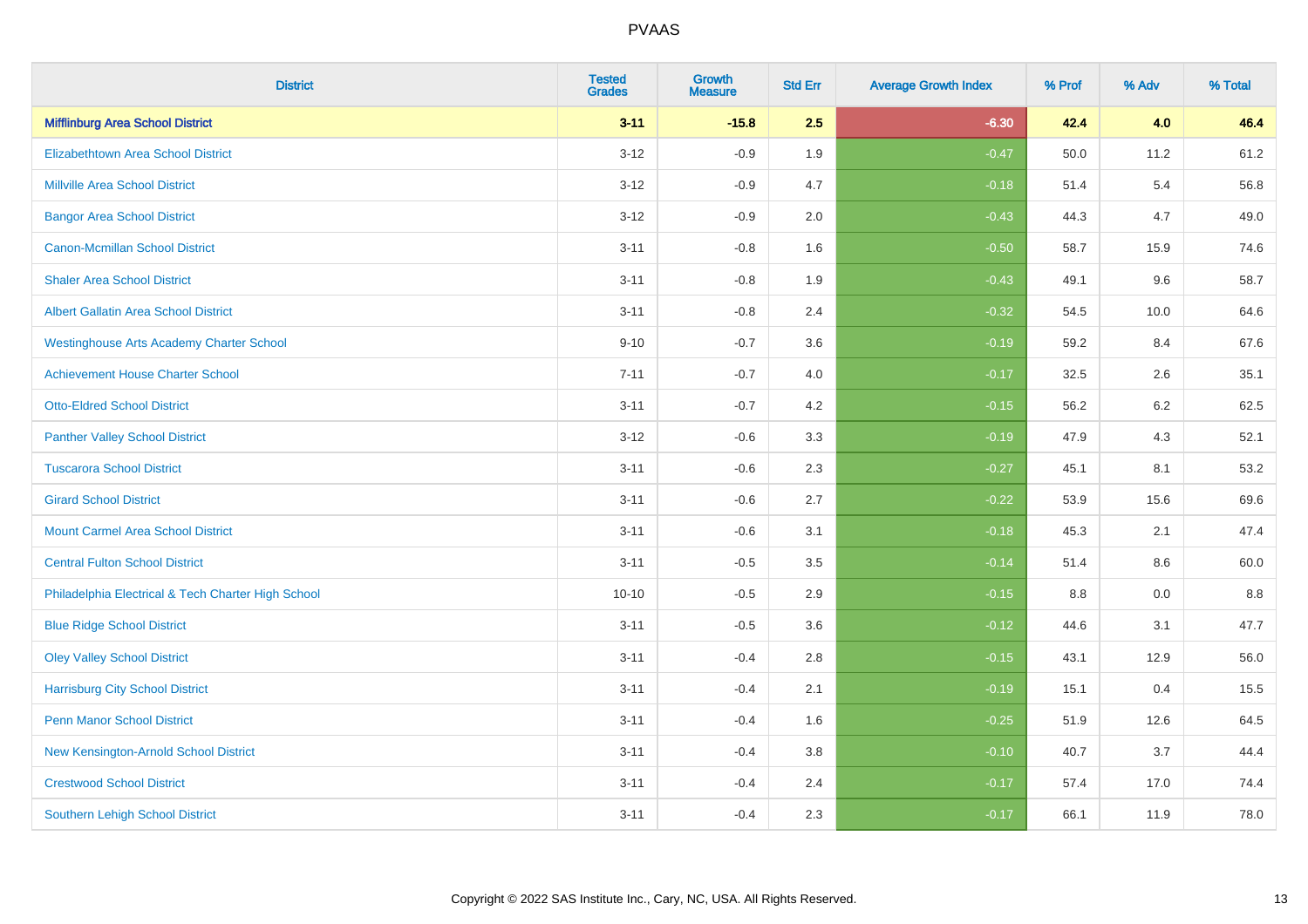# PVAAS

| District | Tested Grades | Growth Measure | Std Err | Average Growth Index | % Prof | % Adv | % Total |
|---|---|---|---|---|---|---|---|
| **Mifflinburg Area School District** | **3-11** | **-15.8** | **2.5** | **-6.30** | **42.4** | **4.0** | **46.4** |
| Elizabethtown Area School District | 3-12 | -0.9 | 1.9 | -0.47 | 50.0 | 11.2 | 61.2 |
| Millville Area School District | 3-12 | -0.9 | 4.7 | -0.18 | 51.4 | 5.4 | 56.8 |
| Bangor Area School District | 3-12 | -0.9 | 2.0 | -0.43 | 44.3 | 4.7 | 49.0 |
| Canon-Mcmillan School District | 3-11 | -0.8 | 1.6 | -0.50 | 58.7 | 15.9 | 74.6 |
| Shaler Area School District | 3-11 | -0.8 | 1.9 | -0.43 | 49.1 | 9.6 | 58.7 |
| Albert Gallatin Area School District | 3-11 | -0.8 | 2.4 | -0.32 | 54.5 | 10.0 | 64.6 |
| Westinghouse Arts Academy Charter School | 9-10 | -0.7 | 3.6 | -0.19 | 59.2 | 8.4 | 67.6 |
| Achievement House Charter School | 7-11 | -0.7 | 4.0 | -0.17 | 32.5 | 2.6 | 35.1 |
| Otto-Eldred School District | 3-11 | -0.7 | 4.2 | -0.15 | 56.2 | 6.2 | 62.5 |
| Panther Valley School District | 3-12 | -0.6 | 3.3 | -0.19 | 47.9 | 4.3 | 52.1 |
| Tuscarora School District | 3-11 | -0.6 | 2.3 | -0.27 | 45.1 | 8.1 | 53.2 |
| Girard School District | 3-11 | -0.6 | 2.7 | -0.22 | 53.9 | 15.6 | 69.6 |
| Mount Carmel Area School District | 3-11 | -0.6 | 3.1 | -0.18 | 45.3 | 2.1 | 47.4 |
| Central Fulton School District | 3-11 | -0.5 | 3.5 | -0.14 | 51.4 | 8.6 | 60.0 |
| Philadelphia Electrical & Tech Charter High School | 10-10 | -0.5 | 2.9 | -0.15 | 8.8 | 0.0 | 8.8 |
| Blue Ridge School District | 3-11 | -0.5 | 3.6 | -0.12 | 44.6 | 3.1 | 47.7 |
| Oley Valley School District | 3-11 | -0.4 | 2.8 | -0.15 | 43.1 | 12.9 | 56.0 |
| Harrisburg City School District | 3-11 | -0.4 | 2.1 | -0.19 | 15.1 | 0.4 | 15.5 |
| Penn Manor School District | 3-11 | -0.4 | 1.6 | -0.25 | 51.9 | 12.6 | 64.5 |
| New Kensington-Arnold School District | 3-11 | -0.4 | 3.8 | -0.10 | 40.7 | 3.7 | 44.4 |
| Crestwood School District | 3-11 | -0.4 | 2.4 | -0.17 | 57.4 | 17.0 | 74.4 |
| Southern Lehigh School District | 3-11 | -0.4 | 2.3 | -0.17 | 66.1 | 11.9 | 78.0 |

Copyright © 2022 SAS Institute Inc., Cary, NC, USA. All Rights Reserved.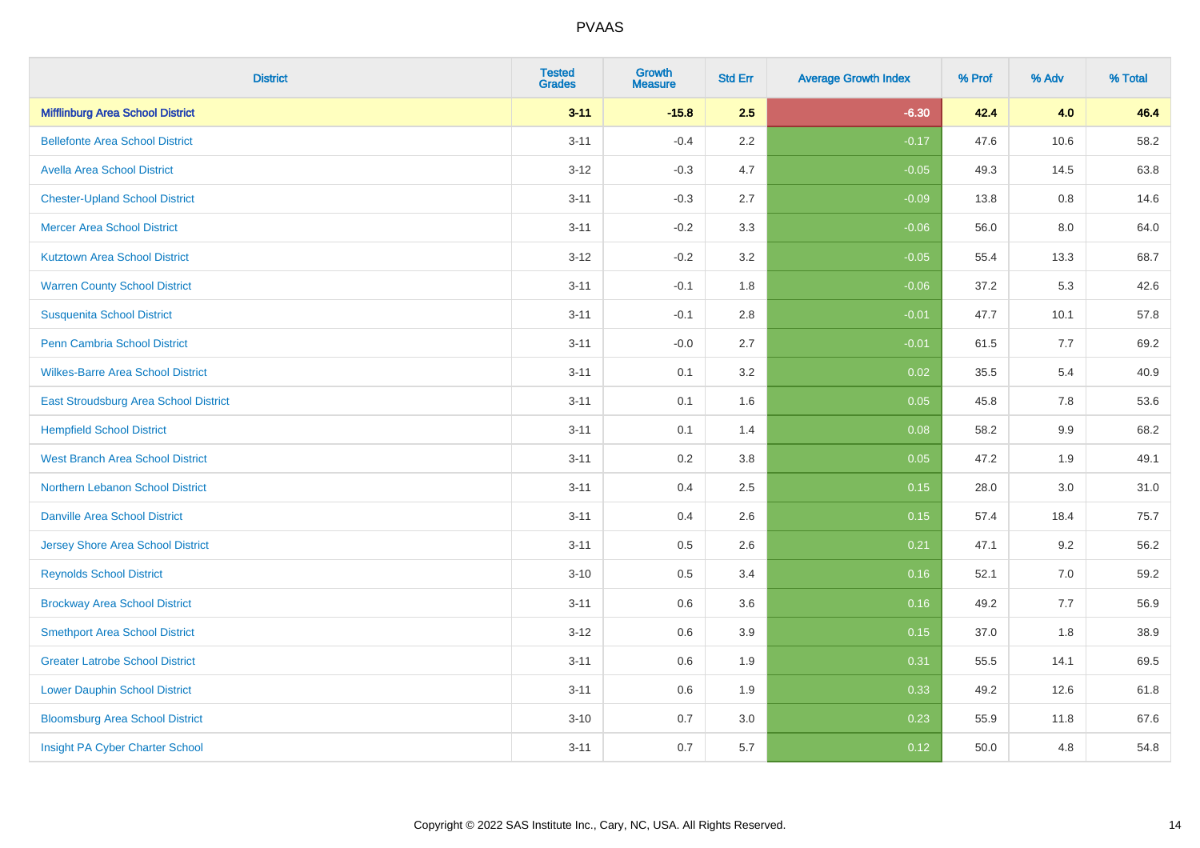| District | Tested Grades | Growth Measure | Std Err | Average Growth Index | % Prof | % Adv | % Total |
|---|---|---|---|---|---|---|---|
| **Mifflinburg Area School District** | **3-11** | **-15.8** | **2.5** | **-6.30** | **42.4** | **4.0** | **46.4** |
| Bellefonte Area School District | 3-11 | -0.4 | 2.2 | -0.17 | 47.6 | 10.6 | 58.2 |
| Avella Area School District | 3-12 | -0.3 | 4.7 | -0.05 | 49.3 | 14.5 | 63.8 |
| Chester-Upland School District | 3-11 | -0.3 | 2.7 | -0.09 | 13.8 | 0.8 | 14.6 |
| Mercer Area School District | 3-11 | -0.2 | 3.3 | -0.06 | 56.0 | 8.0 | 64.0 |
| Kutztown Area School District | 3-12 | -0.2 | 3.2 | -0.05 | 55.4 | 13.3 | 68.7 |
| Warren County School District | 3-11 | -0.1 | 1.8 | -0.06 | 37.2 | 5.3 | 42.6 |
| Susquenita School District | 3-11 | -0.1 | 2.8 | -0.01 | 47.7 | 10.1 | 57.8 |
| Penn Cambria School District | 3-11 | -0.0 | 2.7 | -0.01 | 61.5 | 7.7 | 69.2 |
| Wilkes-Barre Area School District | 3-11 | 0.1 | 3.2 | 0.02 | 35.5 | 5.4 | 40.9 |
| East Stroudsburg Area School District | 3-11 | 0.1 | 1.6 | 0.05 | 45.8 | 7.8 | 53.6 |
| Hempfield School District | 3-11 | 0.1 | 1.4 | 0.08 | 58.2 | 9.9 | 68.2 |
| West Branch Area School District | 3-11 | 0.2 | 3.8 | 0.05 | 47.2 | 1.9 | 49.1 |
| Northern Lebanon School District | 3-11 | 0.4 | 2.5 | 0.15 | 28.0 | 3.0 | 31.0 |
| Danville Area School District | 3-11 | 0.4 | 2.6 | 0.15 | 57.4 | 18.4 | 75.7 |
| Jersey Shore Area School District | 3-11 | 0.5 | 2.6 | 0.21 | 47.1 | 9.2 | 56.2 |
| Reynolds School District | 3-10 | 0.5 | 3.4 | 0.16 | 52.1 | 7.0 | 59.2 |
| Brockway Area School District | 3-11 | 0.6 | 3.6 | 0.16 | 49.2 | 7.7 | 56.9 |
| Smethport Area School District | 3-12 | 0.6 | 3.9 | 0.15 | 37.0 | 1.8 | 38.9 |
| Greater Latrobe School District | 3-11 | 0.6 | 1.9 | 0.31 | 55.5 | 14.1 | 69.5 |
| Lower Dauphin School District | 3-11 | 0.6 | 1.9 | 0.33 | 49.2 | 12.6 | 61.8 |
| Bloomsburg Area School District | 3-10 | 0.7 | 3.0 | 0.23 | 55.9 | 11.8 | 67.6 |
| Insight PA Cyber Charter School | 3-11 | 0.7 | 5.7 | 0.12 | 50.0 | 4.8 | 54.8 |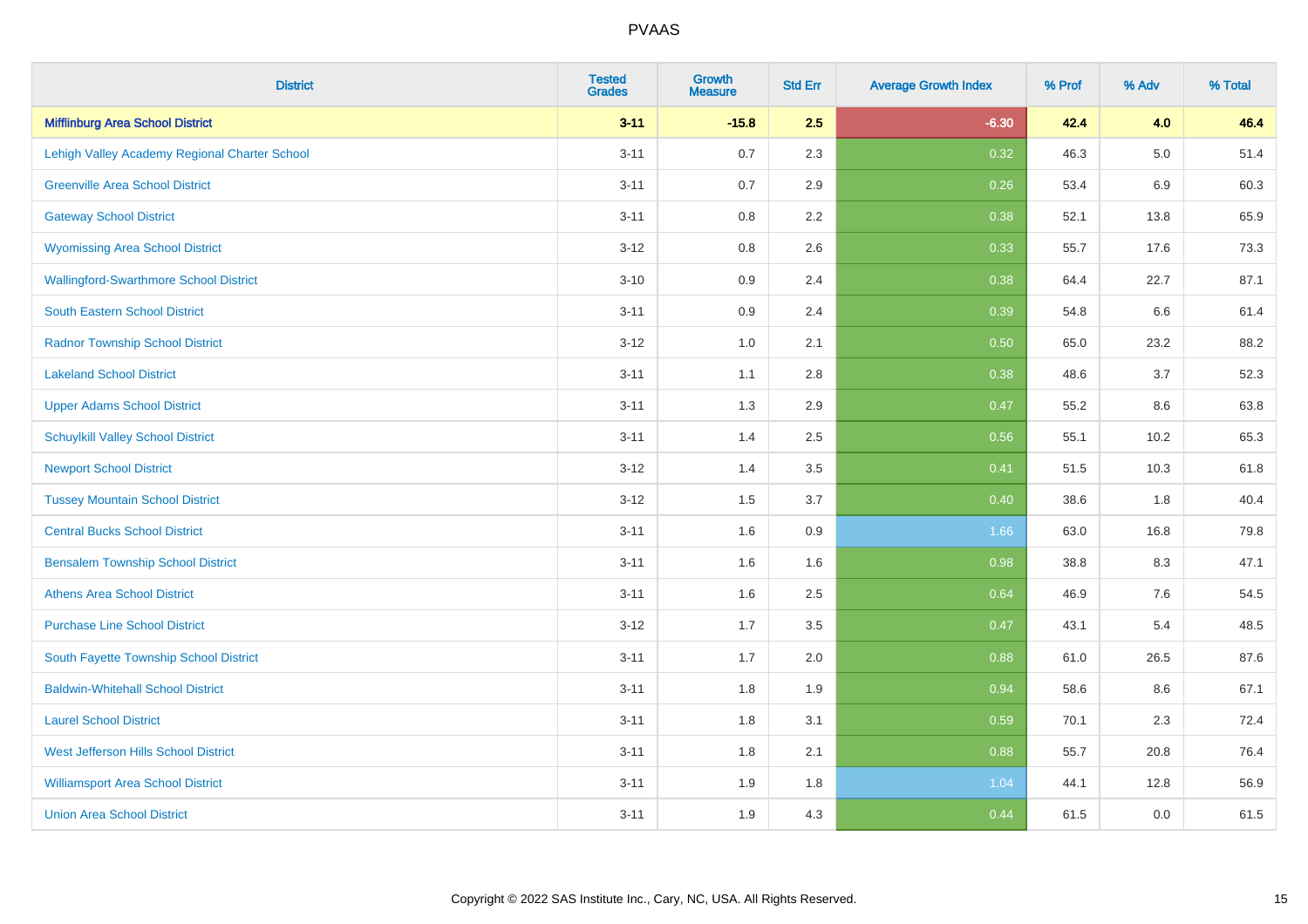| District | Tested Grades | Growth Measure | Std Err | Average Growth Index | % Prof | % Adv | % Total |
|---|---|---|---|---|---|---|---|
| **Mifflinburg Area School District** | **3-11** | **-15.8** | **2.5** | **-6.30** | **42.4** | **4.0** | **46.4** |
| Lehigh Valley Academy Regional Charter School | 3-11 | 0.7 | 2.3 | 0.32 | 46.3 | 5.0 | 51.4 |
| Greenville Area School District | 3-11 | 0.7 | 2.9 | 0.26 | 53.4 | 6.9 | 60.3 |
| Gateway School District | 3-11 | 0.8 | 2.2 | 0.38 | 52.1 | 13.8 | 65.9 |
| Wyomissing Area School District | 3-12 | 0.8 | 2.6 | 0.33 | 55.7 | 17.6 | 73.3 |
| Wallingford-Swarthmore School District | 3-10 | 0.9 | 2.4 | 0.38 | 64.4 | 22.7 | 87.1 |
| South Eastern School District | 3-11 | 0.9 | 2.4 | 0.39 | 54.8 | 6.6 | 61.4 |
| Radnor Township School District | 3-12 | 1.0 | 2.1 | 0.50 | 65.0 | 23.2 | 88.2 |
| Lakeland School District | 3-11 | 1.1 | 2.8 | 0.38 | 48.6 | 3.7 | 52.3 |
| Upper Adams School District | 3-11 | 1.3 | 2.9 | 0.47 | 55.2 | 8.6 | 63.8 |
| Schuylkill Valley School District | 3-11 | 1.4 | 2.5 | 0.56 | 55.1 | 10.2 | 65.3 |
| Newport School District | 3-12 | 1.4 | 3.5 | 0.41 | 51.5 | 10.3 | 61.8 |
| Tussey Mountain School District | 3-12 | 1.5 | 3.7 | 0.40 | 38.6 | 1.8 | 40.4 |
| Central Bucks School District | 3-11 | 1.6 | 0.9 | 1.66 | 63.0 | 16.8 | 79.8 |
| Bensalem Township School District | 3-11 | 1.6 | 1.6 | 0.98 | 38.8 | 8.3 | 47.1 |
| Athens Area School District | 3-11 | 1.6 | 2.5 | 0.64 | 46.9 | 7.6 | 54.5 |
| Purchase Line School District | 3-12 | 1.7 | 3.5 | 0.47 | 43.1 | 5.4 | 48.5 |
| South Fayette Township School District | 3-11 | 1.7 | 2.0 | 0.88 | 61.0 | 26.5 | 87.6 |
| Baldwin-Whitehall School District | 3-11 | 1.8 | 1.9 | 0.94 | 58.6 | 8.6 | 67.1 |
| Laurel School District | 3-11 | 1.8 | 3.1 | 0.59 | 70.1 | 2.3 | 72.4 |
| West Jefferson Hills School District | 3-11 | 1.8 | 2.1 | 0.88 | 55.7 | 20.8 | 76.4 |
| Williamsport Area School District | 3-11 | 1.9 | 1.8 | 1.04 | 44.1 | 12.8 | 56.9 |
| Union Area School District | 3-11 | 1.9 | 4.3 | 0.44 | 61.5 | 0.0 | 61.5 |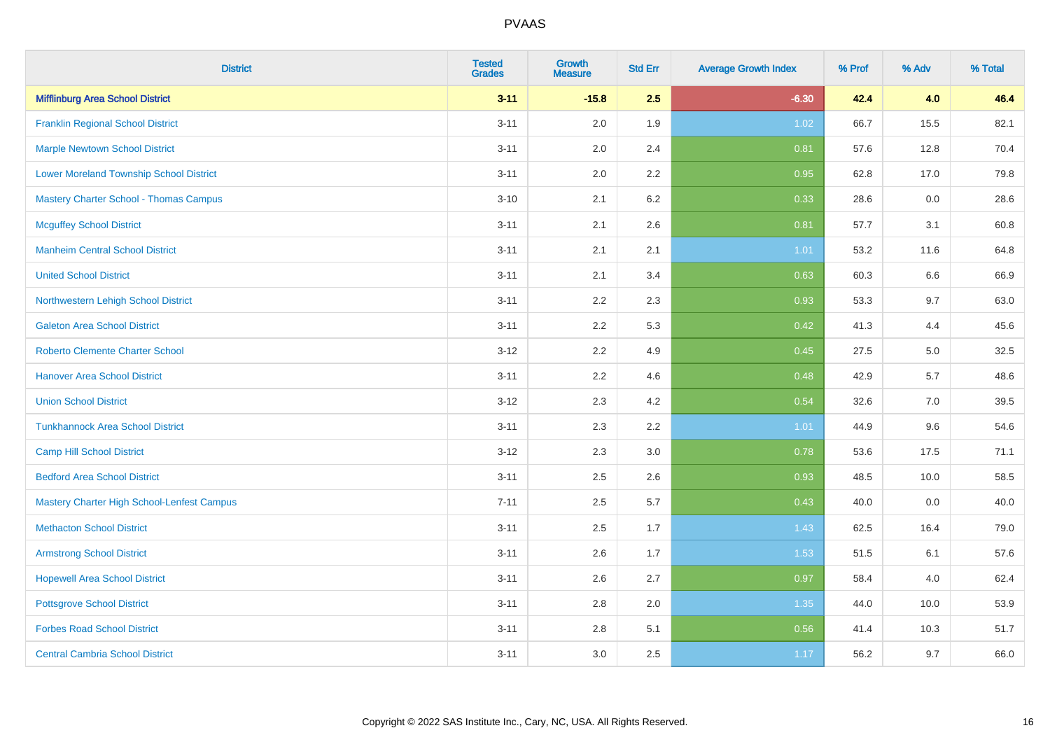# PVAAS

| District | Tested Grades | Growth Measure | Std Err | Average Growth Index | % Prof | % Adv | % Total |
|---|---|---|---|---|---|---|---|
| **Mifflinburg Area School District** | **3-11** | **-15.8** | **2.5** | **-6.30** | **42.4** | **4.0** | **46.4** |
| Franklin Regional School District | 3-11 | 2.0 | 1.9 | 1.02 | 66.7 | 15.5 | 82.1 |
| Marple Newtown School District | 3-11 | 2.0 | 2.4 | 0.81 | 57.6 | 12.8 | 70.4 |
| Lower Moreland Township School District | 3-11 | 2.0 | 2.2 | 0.95 | 62.8 | 17.0 | 79.8 |
| Mastery Charter School - Thomas Campus | 3-10 | 2.1 | 6.2 | 0.33 | 28.6 | 0.0 | 28.6 |
| Mcguffey School District | 3-11 | 2.1 | 2.6 | 0.81 | 57.7 | 3.1 | 60.8 |
| Manheim Central School District | 3-11 | 2.1 | 2.1 | 1.01 | 53.2 | 11.6 | 64.8 |
| United School District | 3-11 | 2.1 | 3.4 | 0.63 | 60.3 | 6.6 | 66.9 |
| Northwestern Lehigh School District | 3-11 | 2.2 | 2.3 | 0.93 | 53.3 | 9.7 | 63.0 |
| Galeton Area School District | 3-11 | 2.2 | 5.3 | 0.42 | 41.3 | 4.4 | 45.6 |
| Roberto Clemente Charter School | 3-12 | 2.2 | 4.9 | 0.45 | 27.5 | 5.0 | 32.5 |
| Hanover Area School District | 3-11 | 2.2 | 4.6 | 0.48 | 42.9 | 5.7 | 48.6 |
| Union School District | 3-12 | 2.3 | 4.2 | 0.54 | 32.6 | 7.0 | 39.5 |
| Tunkhannock Area School District | 3-11 | 2.3 | 2.2 | 1.01 | 44.9 | 9.6 | 54.6 |
| Camp Hill School District | 3-12 | 2.3 | 3.0 | 0.78 | 53.6 | 17.5 | 71.1 |
| Bedford Area School District | 3-11 | 2.5 | 2.6 | 0.93 | 48.5 | 10.0 | 58.5 |
| Mastery Charter High School-Lenfest Campus | 7-11 | 2.5 | 5.7 | 0.43 | 40.0 | 0.0 | 40.0 |
| Methacton School District | 3-11 | 2.5 | 1.7 | 1.43 | 62.5 | 16.4 | 79.0 |
| Armstrong School District | 3-11 | 2.6 | 1.7 | 1.53 | 51.5 | 6.1 | 57.6 |
| Hopewell Area School District | 3-11 | 2.6 | 2.7 | 0.97 | 58.4 | 4.0 | 62.4 |
| Pottsgrove School District | 3-11 | 2.8 | 2.0 | 1.35 | 44.0 | 10.0 | 53.9 |
| Forbes Road School District | 3-11 | 2.8 | 5.1 | 0.56 | 41.4 | 10.3 | 51.7 |
| Central Cambria School District | 3-11 | 3.0 | 2.5 | 1.17 | 56.2 | 9.7 | 66.0 |

Copyright © 2022 SAS Institute Inc., Cary, NC, USA. All Rights Reserved.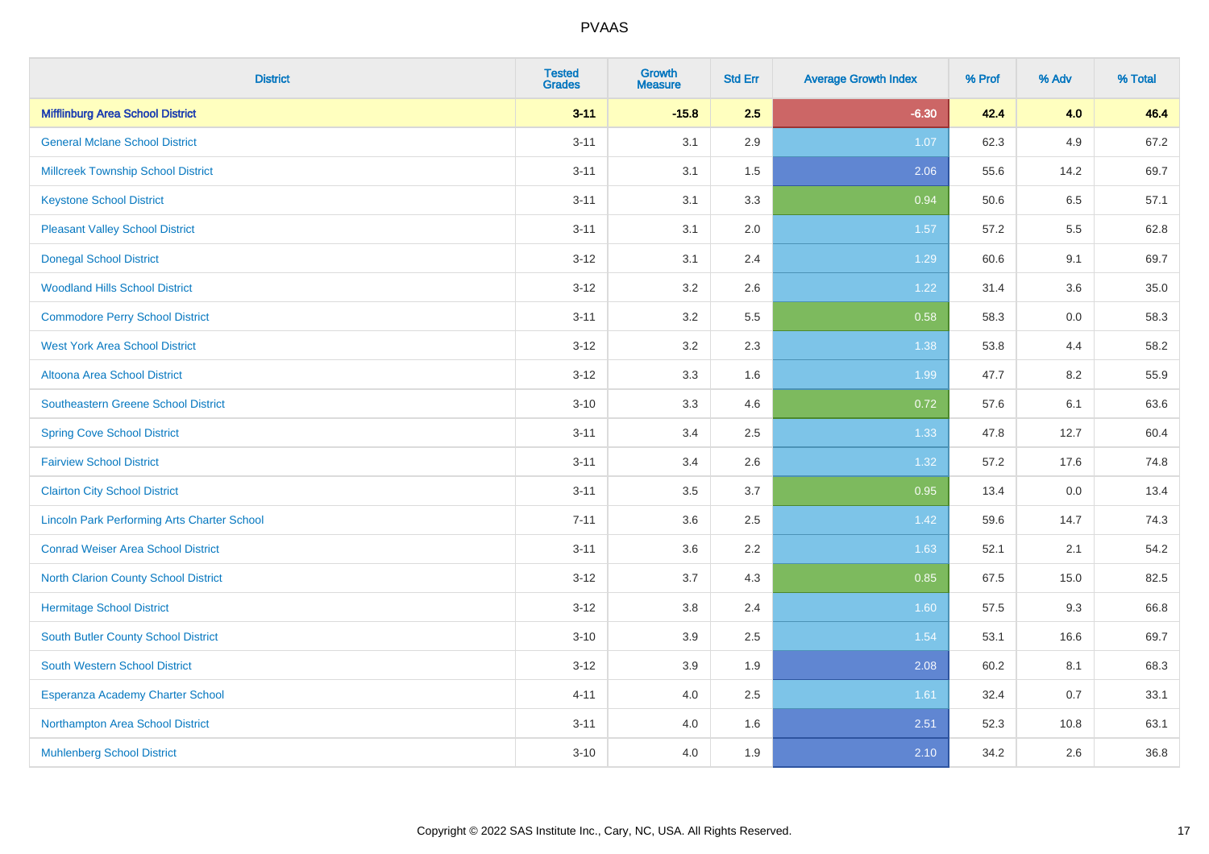# PVAAS

| District | Tested Grades | Growth Measure | Std Err | Average Growth Index | % Prof | % Adv | % Total |
|---|---|---|---|---|---|---|---|
| **Mifflinburg Area School District** | **3-11** | **-15.8** | **2.5** | **-6.30** | **42.4** | **4.0** | **46.4** |
| General Mclane School District | 3-11 | 3.1 | 2.9 | 1.07 | 62.3 | 4.9 | 67.2 |
| Millcreek Township School District | 3-11 | 3.1 | 1.5 | 2.06 | 55.6 | 14.2 | 69.7 |
| Keystone School District | 3-11 | 3.1 | 3.3 | 0.94 | 50.6 | 6.5 | 57.1 |
| Pleasant Valley School District | 3-11 | 3.1 | 2.0 | 1.57 | 57.2 | 5.5 | 62.8 |
| Donegal School District | 3-12 | 3.1 | 2.4 | 1.29 | 60.6 | 9.1 | 69.7 |
| Woodland Hills School District | 3-12 | 3.2 | 2.6 | 1.22 | 31.4 | 3.6 | 35.0 |
| Commodore Perry School District | 3-11 | 3.2 | 5.5 | 0.58 | 58.3 | 0.0 | 58.3 |
| West York Area School District | 3-12 | 3.2 | 2.3 | 1.38 | 53.8 | 4.4 | 58.2 |
| Altoona Area School District | 3-12 | 3.3 | 1.6 | 1.99 | 47.7 | 8.2 | 55.9 |
| Southeastern Greene School District | 3-10 | 3.3 | 4.6 | 0.72 | 57.6 | 6.1 | 63.6 |
| Spring Cove School District | 3-11 | 3.4 | 2.5 | 1.33 | 47.8 | 12.7 | 60.4 |
| Fairview School District | 3-11 | 3.4 | 2.6 | 1.32 | 57.2 | 17.6 | 74.8 |
| Clairton City School District | 3-11 | 3.5 | 3.7 | 0.95 | 13.4 | 0.0 | 13.4 |
| Lincoln Park Performing Arts Charter School | 7-11 | 3.6 | 2.5 | 1.42 | 59.6 | 14.7 | 74.3 |
| Conrad Weiser Area School District | 3-11 | 3.6 | 2.2 | 1.63 | 52.1 | 2.1 | 54.2 |
| North Clarion County School District | 3-12 | 3.7 | 4.3 | 0.85 | 67.5 | 15.0 | 82.5 |
| Hermitage School District | 3-12 | 3.8 | 2.4 | 1.60 | 57.5 | 9.3 | 66.8 |
| South Butler County School District | 3-10 | 3.9 | 2.5 | 1.54 | 53.1 | 16.6 | 69.7 |
| South Western School District | 3-12 | 3.9 | 1.9 | 2.08 | 60.2 | 8.1 | 68.3 |
| Esperanza Academy Charter School | 4-11 | 4.0 | 2.5 | 1.61 | 32.4 | 0.7 | 33.1 |
| Northampton Area School District | 3-11 | 4.0 | 1.6 | 2.51 | 52.3 | 10.8 | 63.1 |
| Muhlenberg School District | 3-10 | 4.0 | 1.9 | 2.10 | 34.2 | 2.6 | 36.8 |

Copyright © 2022 SAS Institute Inc., Cary, NC, USA. All Rights Reserved.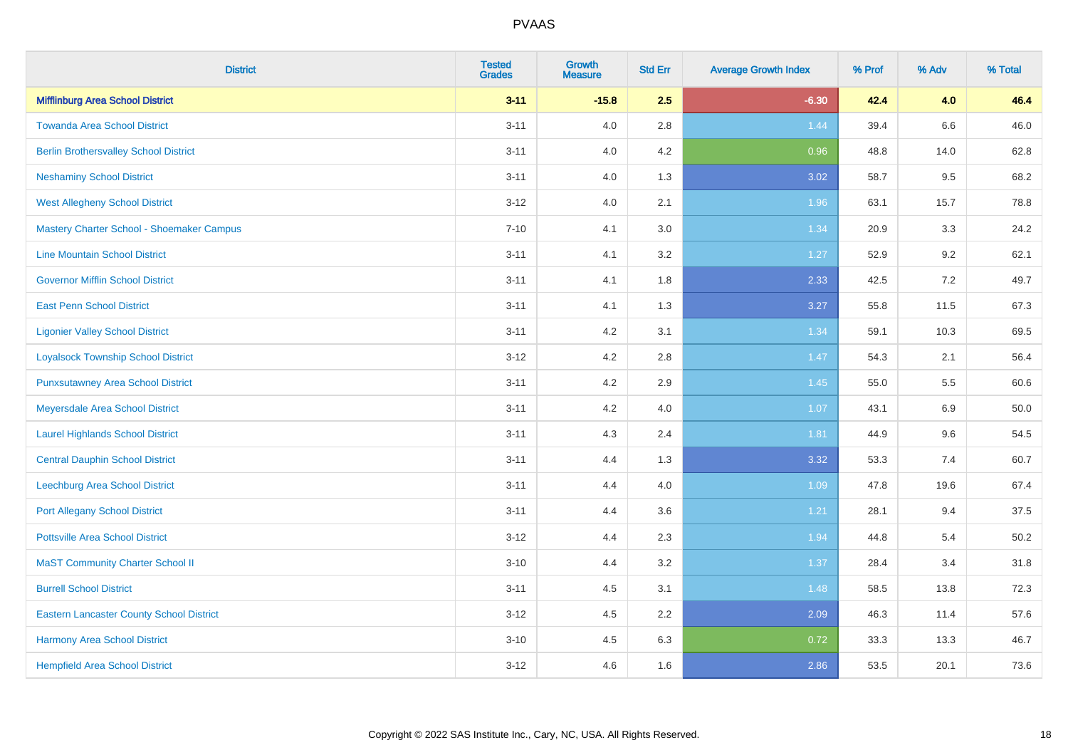# PVAAS

| District | Tested Grades | Growth Measure | Std Err | Average Growth Index | % Prof | % Adv | % Total |
|---|---|---|---|---|---|---|---|
| **Mifflinburg Area School District** | **3-11** | **-15.8** | **2.5** | **-6.30** | **42.4** | **4.0** | **46.4** |
| Towanda Area School District | 3-11 | 4.0 | 2.8 | 1.44 | 39.4 | 6.6 | 46.0 |
| Berlin Brothersvalley School District | 3-11 | 4.0 | 4.2 | 0.96 | 48.8 | 14.0 | 62.8 |
| Neshaminy School District | 3-11 | 4.0 | 1.3 | 3.02 | 58.7 | 9.5 | 68.2 |
| West Allegheny School District | 3-12 | 4.0 | 2.1 | 1.96 | 63.1 | 15.7 | 78.8 |
| Mastery Charter School - Shoemaker Campus | 7-10 | 4.1 | 3.0 | 1.34 | 20.9 | 3.3 | 24.2 |
| Line Mountain School District | 3-11 | 4.1 | 3.2 | 1.27 | 52.9 | 9.2 | 62.1 |
| Governor Mifflin School District | 3-11 | 4.1 | 1.8 | 2.33 | 42.5 | 7.2 | 49.7 |
| East Penn School District | 3-11 | 4.1 | 1.3 | 3.27 | 55.8 | 11.5 | 67.3 |
| Ligonier Valley School District | 3-11 | 4.2 | 3.1 | 1.34 | 59.1 | 10.3 | 69.5 |
| Loyalsock Township School District | 3-12 | 4.2 | 2.8 | 1.47 | 54.3 | 2.1 | 56.4 |
| Punxsutawney Area School District | 3-11 | 4.2 | 2.9 | 1.45 | 55.0 | 5.5 | 60.6 |
| Meyersdale Area School District | 3-11 | 4.2 | 4.0 | 1.07 | 43.1 | 6.9 | 50.0 |
| Laurel Highlands School District | 3-11 | 4.3 | 2.4 | 1.81 | 44.9 | 9.6 | 54.5 |
| Central Dauphin School District | 3-11 | 4.4 | 1.3 | 3.32 | 53.3 | 7.4 | 60.7 |
| Leechburg Area School District | 3-11 | 4.4 | 4.0 | 1.09 | 47.8 | 19.6 | 67.4 |
| Port Allegany School District | 3-11 | 4.4 | 3.6 | 1.21 | 28.1 | 9.4 | 37.5 |
| Pottsville Area School District | 3-12 | 4.4 | 2.3 | 1.94 | 44.8 | 5.4 | 50.2 |
| MaST Community Charter School II | 3-10 | 4.4 | 3.2 | 1.37 | 28.4 | 3.4 | 31.8 |
| Burrell School District | 3-11 | 4.5 | 3.1 | 1.48 | 58.5 | 13.8 | 72.3 |
| Eastern Lancaster County School District | 3-12 | 4.5 | 2.2 | 2.09 | 46.3 | 11.4 | 57.6 |
| Harmony Area School District | 3-10 | 4.5 | 6.3 | 0.72 | 33.3 | 13.3 | 46.7 |
| Hempfield Area School District | 3-12 | 4.6 | 1.6 | 2.86 | 53.5 | 20.1 | 73.6 |

Copyright © 2022 SAS Institute Inc., Cary, NC, USA. All Rights Reserved.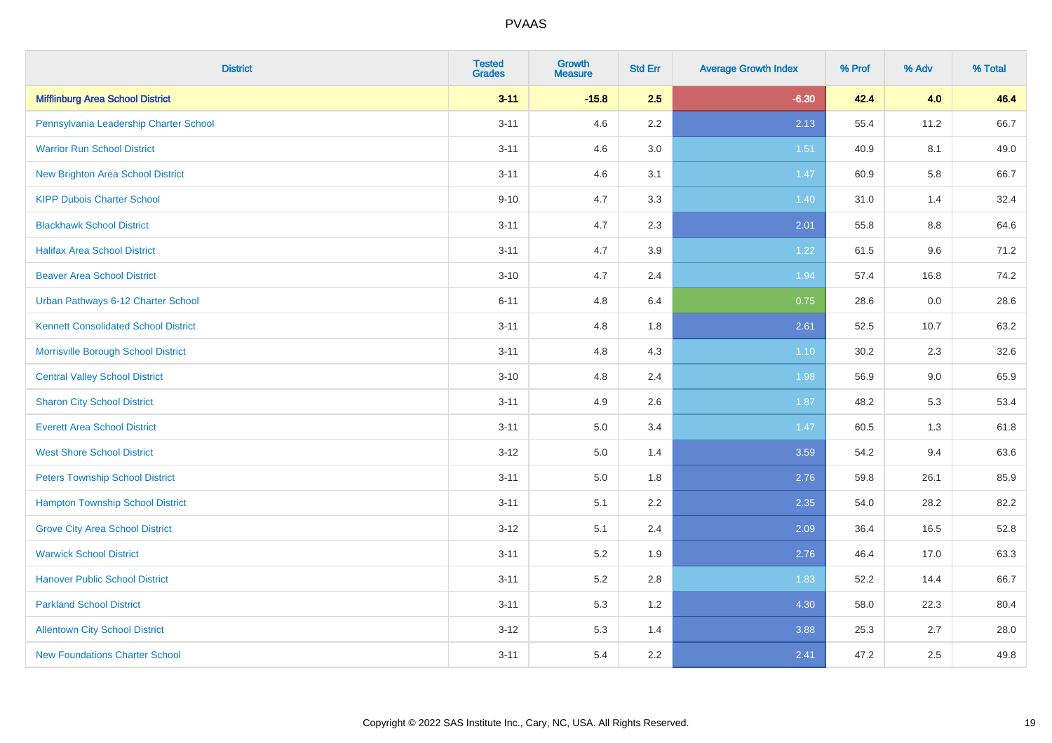| District | Tested Grades | Growth Measure | Std Err | Average Growth Index | % Prof | % Adv | % Total |
|---|---|---|---|---|---|---|---|
| **Mifflinburg Area School District** | **3-11** | **-15.8** | **2.5** | **-6.30** | **42.4** | **4.0** | **46.4** |
| Pennsylvania Leadership Charter School | 3-11 | 4.6 | 2.2 | 2.13 | 55.4 | 11.2 | 66.7 |
| Warrior Run School District | 3-11 | 4.6 | 3.0 | 1.51 | 40.9 | 8.1 | 49.0 |
| New Brighton Area School District | 3-11 | 4.6 | 3.1 | 1.47 | 60.9 | 5.8 | 66.7 |
| KIPP Dubois Charter School | 9-10 | 4.7 | 3.3 | 1.40 | 31.0 | 1.4 | 32.4 |
| Blackhawk School District | 3-11 | 4.7 | 2.3 | 2.01 | 55.8 | 8.8 | 64.6 |
| Halifax Area School District | 3-11 | 4.7 | 3.9 | 1.22 | 61.5 | 9.6 | 71.2 |
| Beaver Area School District | 3-10 | 4.7 | 2.4 | 1.94 | 57.4 | 16.8 | 74.2 |
| Urban Pathways 6-12 Charter School | 6-11 | 4.8 | 6.4 | 0.75 | 28.6 | 0.0 | 28.6 |
| Kennett Consolidated School District | 3-11 | 4.8 | 1.8 | 2.61 | 52.5 | 10.7 | 63.2 |
| Morrisville Borough School District | 3-11 | 4.8 | 4.3 | 1.10 | 30.2 | 2.3 | 32.6 |
| Central Valley School District | 3-10 | 4.8 | 2.4 | 1.98 | 56.9 | 9.0 | 65.9 |
| Sharon City School District | 3-11 | 4.9 | 2.6 | 1.87 | 48.2 | 5.3 | 53.4 |
| Everett Area School District | 3-11 | 5.0 | 3.4 | 1.47 | 60.5 | 1.3 | 61.8 |
| West Shore School District | 3-12 | 5.0 | 1.4 | 3.59 | 54.2 | 9.4 | 63.6 |
| Peters Township School District | 3-11 | 5.0 | 1.8 | 2.76 | 59.8 | 26.1 | 85.9 |
| Hampton Township School District | 3-11 | 5.1 | 2.2 | 2.35 | 54.0 | 28.2 | 82.2 |
| Grove City Area School District | 3-12 | 5.1 | 2.4 | 2.09 | 36.4 | 16.5 | 52.8 |
| Warwick School District | 3-11 | 5.2 | 1.9 | 2.76 | 46.4 | 17.0 | 63.3 |
| Hanover Public School District | 3-11 | 5.2 | 2.8 | 1.83 | 52.2 | 14.4 | 66.7 |
| Parkland School District | 3-11 | 5.3 | 1.2 | 4.30 | 58.0 | 22.3 | 80.4 |
| Allentown City School District | 3-12 | 5.3 | 1.4 | 3.88 | 25.3 | 2.7 | 28.0 |
| New Foundations Charter School | 3-11 | 5.4 | 2.2 | 2.41 | 47.2 | 2.5 | 49.8 |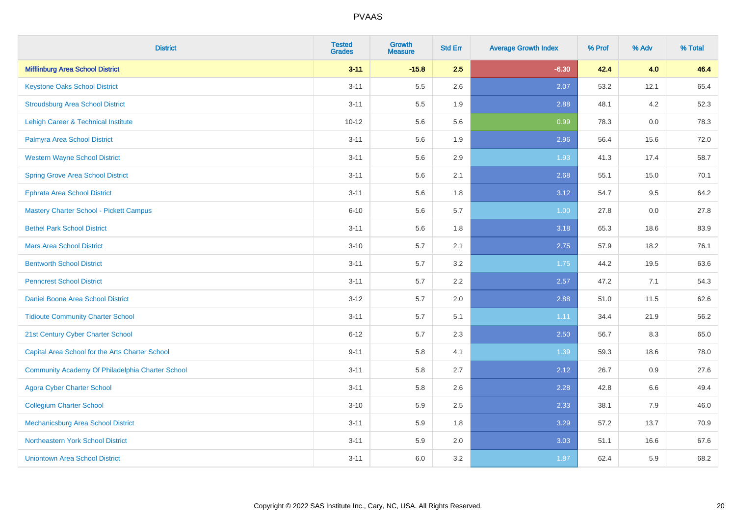# PVAAS

| District | Tested Grades | Growth Measure | Std Err | Average Growth Index | % Prof | % Adv | % Total |
|---|---|---|---|---|---|---|---|
| **Mifflinburg Area School District** | **3-11** | **-15.8** | **2.5** | **-6.30** | **42.4** | **4.0** | **46.4** |
| Keystone Oaks School District | 3-11 | 5.5 | 2.6 | 2.07 | 53.2 | 12.1 | 65.4 |
| Stroudsburg Area School District | 3-11 | 5.5 | 1.9 | 2.88 | 48.1 | 4.2 | 52.3 |
| Lehigh Career & Technical Institute | 10-12 | 5.6 | 5.6 | 0.99 | 78.3 | 0.0 | 78.3 |
| Palmyra Area School District | 3-11 | 5.6 | 1.9 | 2.96 | 56.4 | 15.6 | 72.0 |
| Western Wayne School District | 3-11 | 5.6 | 2.9 | 1.93 | 41.3 | 17.4 | 58.7 |
| Spring Grove Area School District | 3-11 | 5.6 | 2.1 | 2.68 | 55.1 | 15.0 | 70.1 |
| Ephrata Area School District | 3-11 | 5.6 | 1.8 | 3.12 | 54.7 | 9.5 | 64.2 |
| Mastery Charter School - Pickett Campus | 6-10 | 5.6 | 5.7 | 1.00 | 27.8 | 0.0 | 27.8 |
| Bethel Park School District | 3-11 | 5.6 | 1.8 | 3.18 | 65.3 | 18.6 | 83.9 |
| Mars Area School District | 3-10 | 5.7 | 2.1 | 2.75 | 57.9 | 18.2 | 76.1 |
| Bentworth School District | 3-11 | 5.7 | 3.2 | 1.75 | 44.2 | 19.5 | 63.6 |
| Penncrest School District | 3-11 | 5.7 | 2.2 | 2.57 | 47.2 | 7.1 | 54.3 |
| Daniel Boone Area School District | 3-12 | 5.7 | 2.0 | 2.88 | 51.0 | 11.5 | 62.6 |
| Tidioute Community Charter School | 3-11 | 5.7 | 5.1 | 1.11 | 34.4 | 21.9 | 56.2 |
| 21st Century Cyber Charter School | 6-12 | 5.7 | 2.3 | 2.50 | 56.7 | 8.3 | 65.0 |
| Capital Area School for the Arts Charter School | 9-11 | 5.8 | 4.1 | 1.39 | 59.3 | 18.6 | 78.0 |
| Community Academy Of Philadelphia Charter School | 3-11 | 5.8 | 2.7 | 2.12 | 26.7 | 0.9 | 27.6 |
| Agora Cyber Charter School | 3-11 | 5.8 | 2.6 | 2.28 | 42.8 | 6.6 | 49.4 |
| Collegium Charter School | 3-10 | 5.9 | 2.5 | 2.33 | 38.1 | 7.9 | 46.0 |
| Mechanicsburg Area School District | 3-11 | 5.9 | 1.8 | 3.29 | 57.2 | 13.7 | 70.9 |
| Northeastern York School District | 3-11 | 5.9 | 2.0 | 3.03 | 51.1 | 16.6 | 67.6 |
| Uniontown Area School District | 3-11 | 6.0 | 3.2 | 1.87 | 62.4 | 5.9 | 68.2 |

Copyright © 2022 SAS Institute Inc., Cary, NC, USA. All Rights Reserved.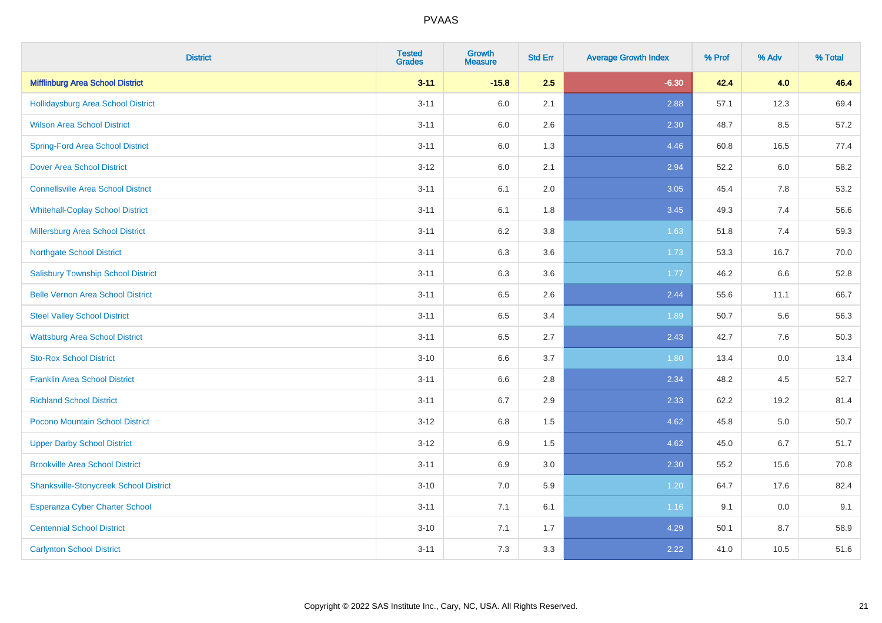# PVAAS

| District | Tested Grades | Growth Measure | Std Err | Average Growth Index | % Prof | % Adv | % Total |
|---|---|---|---|---|---|---|---|
| **Mifflinburg Area School District** | **3-11** | **-15.8** | **2.5** | **-6.30** | **42.4** | **4.0** | **46.4** |
| Hollidaysburg Area School District | 3-11 | 6.0 | 2.1 | 2.88 | 57.1 | 12.3 | 69.4 |
| Wilson Area School District | 3-11 | 6.0 | 2.6 | 2.30 | 48.7 | 8.5 | 57.2 |
| Spring-Ford Area School District | 3-11 | 6.0 | 1.3 | 4.46 | 60.8 | 16.5 | 77.4 |
| Dover Area School District | 3-12 | 6.0 | 2.1 | 2.94 | 52.2 | 6.0 | 58.2 |
| Connellsville Area School District | 3-11 | 6.1 | 2.0 | 3.05 | 45.4 | 7.8 | 53.2 |
| Whitehall-Coplay School District | 3-11 | 6.1 | 1.8 | 3.45 | 49.3 | 7.4 | 56.6 |
| Millersburg Area School District | 3-11 | 6.2 | 3.8 | 1.63 | 51.8 | 7.4 | 59.3 |
| Northgate School District | 3-11 | 6.3 | 3.6 | 1.73 | 53.3 | 16.7 | 70.0 |
| Salisbury Township School District | 3-11 | 6.3 | 3.6 | 1.77 | 46.2 | 6.6 | 52.8 |
| Belle Vernon Area School District | 3-11 | 6.5 | 2.6 | 2.44 | 55.6 | 11.1 | 66.7 |
| Steel Valley School District | 3-11 | 6.5 | 3.4 | 1.89 | 50.7 | 5.6 | 56.3 |
| Wattsburg Area School District | 3-11 | 6.5 | 2.7 | 2.43 | 42.7 | 7.6 | 50.3 |
| Sto-Rox School District | 3-10 | 6.6 | 3.7 | 1.80 | 13.4 | 0.0 | 13.4 |
| Franklin Area School District | 3-11 | 6.6 | 2.8 | 2.34 | 48.2 | 4.5 | 52.7 |
| Richland School District | 3-11 | 6.7 | 2.9 | 2.33 | 62.2 | 19.2 | 81.4 |
| Pocono Mountain School District | 3-12 | 6.8 | 1.5 | 4.62 | 45.8 | 5.0 | 50.7 |
| Upper Darby School District | 3-12 | 6.9 | 1.5 | 4.62 | 45.0 | 6.7 | 51.7 |
| Brookville Area School District | 3-11 | 6.9 | 3.0 | 2.30 | 55.2 | 15.6 | 70.8 |
| Shanksville-Stonycreek School District | 3-10 | 7.0 | 5.9 | 1.20 | 64.7 | 17.6 | 82.4 |
| Esperanza Cyber Charter School | 3-11 | 7.1 | 6.1 | 1.16 | 9.1 | 0.0 | 9.1 |
| Centennial School District | 3-10 | 7.1 | 1.7 | 4.29 | 50.1 | 8.7 | 58.9 |
| Carlynton School District | 3-11 | 7.3 | 3.3 | 2.22 | 41.0 | 10.5 | 51.6 |

Copyright © 2022 SAS Institute Inc., Cary, NC, USA. All Rights Reserved.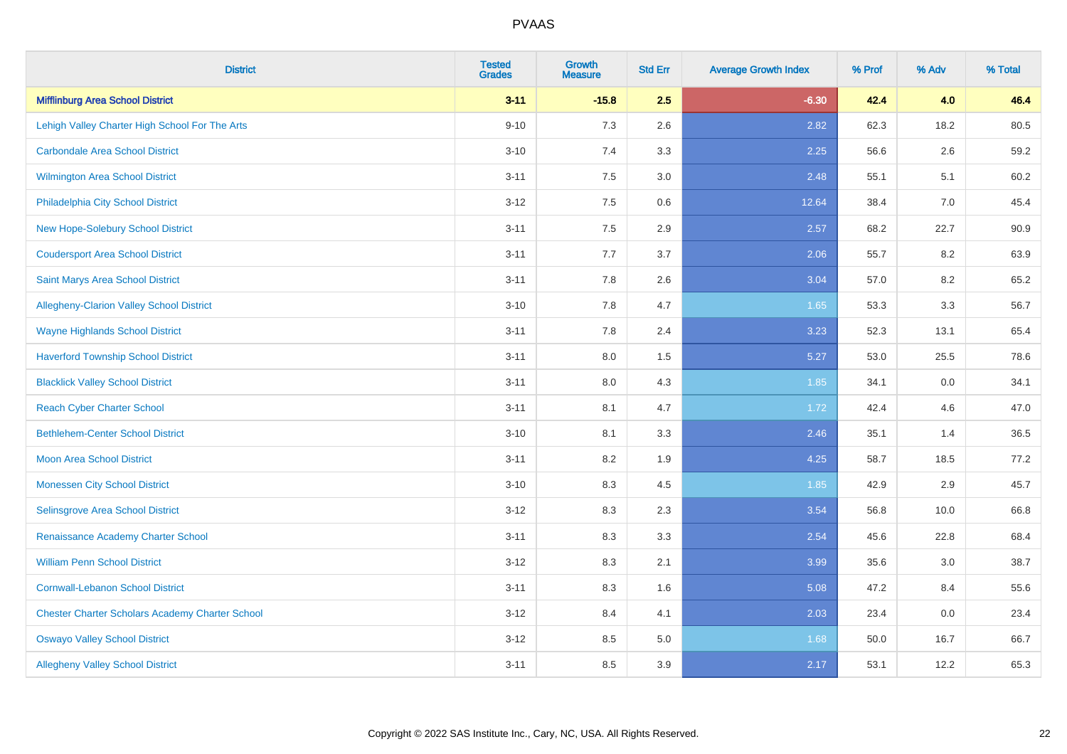# PVAAS

| District | Tested Grades | Growth Measure | Std Err | Average Growth Index | % Prof | % Adv | % Total |
|---|---|---|---|---|---|---|---|
| **Mifflinburg Area School District** | **3-11** | **-15.8** | **2.5** | **-6.30** | **42.4** | **4.0** | **46.4** |
| Lehigh Valley Charter High School For The Arts | 9-10 | 7.3 | 2.6 | 2.82 | 62.3 | 18.2 | 80.5 |
| Carbondale Area School District | 3-10 | 7.4 | 3.3 | 2.25 | 56.6 | 2.6 | 59.2 |
| Wilmington Area School District | 3-11 | 7.5 | 3.0 | 2.48 | 55.1 | 5.1 | 60.2 |
| Philadelphia City School District | 3-12 | 7.5 | 0.6 | 12.64 | 38.4 | 7.0 | 45.4 |
| New Hope-Solebury School District | 3-11 | 7.5 | 2.9 | 2.57 | 68.2 | 22.7 | 90.9 |
| Coudersport Area School District | 3-11 | 7.7 | 3.7 | 2.06 | 55.7 | 8.2 | 63.9 |
| Saint Marys Area School District | 3-11 | 7.8 | 2.6 | 3.04 | 57.0 | 8.2 | 65.2 |
| Allegheny-Clarion Valley School District | 3-10 | 7.8 | 4.7 | 1.65 | 53.3 | 3.3 | 56.7 |
| Wayne Highlands School District | 3-11 | 7.8 | 2.4 | 3.23 | 52.3 | 13.1 | 65.4 |
| Haverford Township School District | 3-11 | 8.0 | 1.5 | 5.27 | 53.0 | 25.5 | 78.6 |
| Blacklick Valley School District | 3-11 | 8.0 | 4.3 | 1.85 | 34.1 | 0.0 | 34.1 |
| Reach Cyber Charter School | 3-11 | 8.1 | 4.7 | 1.72 | 42.4 | 4.6 | 47.0 |
| Bethlehem-Center School District | 3-10 | 8.1 | 3.3 | 2.46 | 35.1 | 1.4 | 36.5 |
| Moon Area School District | 3-11 | 8.2 | 1.9 | 4.25 | 58.7 | 18.5 | 77.2 |
| Monessen City School District | 3-10 | 8.3 | 4.5 | 1.85 | 42.9 | 2.9 | 45.7 |
| Selinsgrove Area School District | 3-12 | 8.3 | 2.3 | 3.54 | 56.8 | 10.0 | 66.8 |
| Renaissance Academy Charter School | 3-11 | 8.3 | 3.3 | 2.54 | 45.6 | 22.8 | 68.4 |
| William Penn School District | 3-12 | 8.3 | 2.1 | 3.99 | 35.6 | 3.0 | 38.7 |
| Cornwall-Lebanon School District | 3-11 | 8.3 | 1.6 | 5.08 | 47.2 | 8.4 | 55.6 |
| Chester Charter Scholars Academy Charter School | 3-12 | 8.4 | 4.1 | 2.03 | 23.4 | 0.0 | 23.4 |
| Oswayo Valley School District | 3-12 | 8.5 | 5.0 | 1.68 | 50.0 | 16.7 | 66.7 |
| Allegheny Valley School District | 3-11 | 8.5 | 3.9 | 2.17 | 53.1 | 12.2 | 65.3 |

Copyright © 2022 SAS Institute Inc., Cary, NC, USA. All Rights Reserved.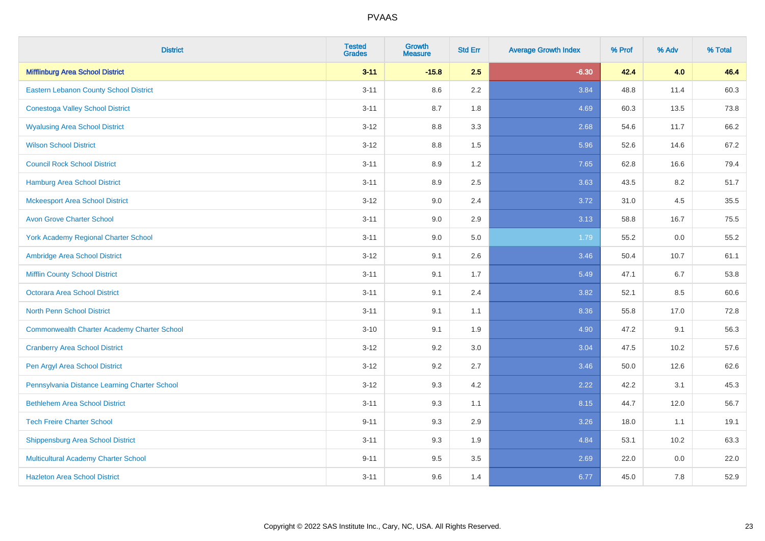# PVAAS

| District | Tested Grades | Growth Measure | Std Err | Average Growth Index | % Prof | % Adv | % Total |
|---|---|---|---|---|---|---|---|
| **Mifflinburg Area School District** | **3-11** | **-15.8** | **2.5** | **-6.30** | **42.4** | **4.0** | **46.4** |
| Eastern Lebanon County School District | 3-11 | 8.6 | 2.2 | 3.84 | 48.8 | 11.4 | 60.3 |
| Conestoga Valley School District | 3-11 | 8.7 | 1.8 | 4.69 | 60.3 | 13.5 | 73.8 |
| Wyalusing Area School District | 3-12 | 8.8 | 3.3 | 2.68 | 54.6 | 11.7 | 66.2 |
| Wilson School District | 3-12 | 8.8 | 1.5 | 5.96 | 52.6 | 14.6 | 67.2 |
| Council Rock School District | 3-11 | 8.9 | 1.2 | 7.65 | 62.8 | 16.6 | 79.4 |
| Hamburg Area School District | 3-11 | 8.9 | 2.5 | 3.63 | 43.5 | 8.2 | 51.7 |
| Mckeesport Area School District | 3-12 | 9.0 | 2.4 | 3.72 | 31.0 | 4.5 | 35.5 |
| Avon Grove Charter School | 3-11 | 9.0 | 2.9 | 3.13 | 58.8 | 16.7 | 75.5 |
| York Academy Regional Charter School | 3-11 | 9.0 | 5.0 | 1.79 | 55.2 | 0.0 | 55.2 |
| Ambridge Area School District | 3-12 | 9.1 | 2.6 | 3.46 | 50.4 | 10.7 | 61.1 |
| Mifflin County School District | 3-11 | 9.1 | 1.7 | 5.49 | 47.1 | 6.7 | 53.8 |
| Octorara Area School District | 3-11 | 9.1 | 2.4 | 3.82 | 52.1 | 8.5 | 60.6 |
| North Penn School District | 3-11 | 9.1 | 1.1 | 8.36 | 55.8 | 17.0 | 72.8 |
| Commonwealth Charter Academy Charter School | 3-10 | 9.1 | 1.9 | 4.90 | 47.2 | 9.1 | 56.3 |
| Cranberry Area School District | 3-12 | 9.2 | 3.0 | 3.04 | 47.5 | 10.2 | 57.6 |
| Pen Argyl Area School District | 3-12 | 9.2 | 2.7 | 3.46 | 50.0 | 12.6 | 62.6 |
| Pennsylvania Distance Learning Charter School | 3-12 | 9.3 | 4.2 | 2.22 | 42.2 | 3.1 | 45.3 |
| Bethlehem Area School District | 3-11 | 9.3 | 1.1 | 8.15 | 44.7 | 12.0 | 56.7 |
| Tech Freire Charter School | 9-11 | 9.3 | 2.9 | 3.26 | 18.0 | 1.1 | 19.1 |
| Shippensburg Area School District | 3-11 | 9.3 | 1.9 | 4.84 | 53.1 | 10.2 | 63.3 |
| Multicultural Academy Charter School | 9-11 | 9.5 | 3.5 | 2.69 | 22.0 | 0.0 | 22.0 |
| Hazleton Area School District | 3-11 | 9.6 | 1.4 | 6.77 | 45.0 | 7.8 | 52.9 |

Copyright © 2022 SAS Institute Inc., Cary, NC, USA. All Rights Reserved.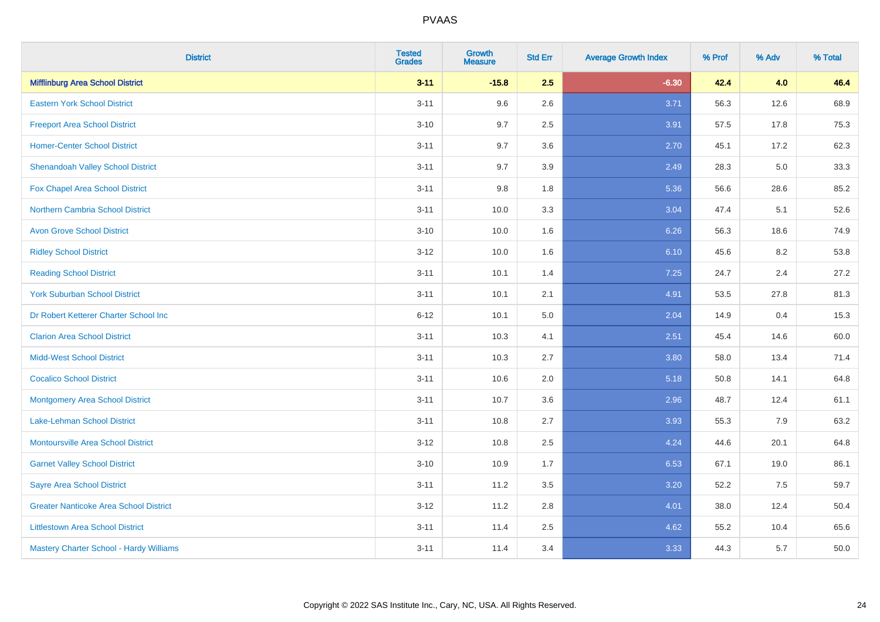# PVAAS

| District | Tested Grades | Growth Measure | Std Err | Average Growth Index | % Prof | % Adv | % Total |
|---|---|---|---|---|---|---|---|
| **Mifflinburg Area School District** | **3-11** | **-15.8** | **2.5** | **-6.30** | **42.4** | **4.0** | **46.4** |
| Eastern York School District | 3-11 | 9.6 | 2.6 | 3.71 | 56.3 | 12.6 | 68.9 |
| Freeport Area School District | 3-10 | 9.7 | 2.5 | 3.91 | 57.5 | 17.8 | 75.3 |
| Homer-Center School District | 3-11 | 9.7 | 3.6 | 2.70 | 45.1 | 17.2 | 62.3 |
| Shenandoah Valley School District | 3-11 | 9.7 | 3.9 | 2.49 | 28.3 | 5.0 | 33.3 |
| Fox Chapel Area School District | 3-11 | 9.8 | 1.8 | 5.36 | 56.6 | 28.6 | 85.2 |
| Northern Cambria School District | 3-11 | 10.0 | 3.3 | 3.04 | 47.4 | 5.1 | 52.6 |
| Avon Grove School District | 3-10 | 10.0 | 1.6 | 6.26 | 56.3 | 18.6 | 74.9 |
| Ridley School District | 3-12 | 10.0 | 1.6 | 6.10 | 45.6 | 8.2 | 53.8 |
| Reading School District | 3-11 | 10.1 | 1.4 | 7.25 | 24.7 | 2.4 | 27.2 |
| York Suburban School District | 3-11 | 10.1 | 2.1 | 4.91 | 53.5 | 27.8 | 81.3 |
| Dr Robert Ketterer Charter School Inc | 6-12 | 10.1 | 5.0 | 2.04 | 14.9 | 0.4 | 15.3 |
| Clarion Area School District | 3-11 | 10.3 | 4.1 | 2.51 | 45.4 | 14.6 | 60.0 |
| Midd-West School District | 3-11 | 10.3 | 2.7 | 3.80 | 58.0 | 13.4 | 71.4 |
| Cocalico School District | 3-11 | 10.6 | 2.0 | 5.18 | 50.8 | 14.1 | 64.8 |
| Montgomery Area School District | 3-11 | 10.7 | 3.6 | 2.96 | 48.7 | 12.4 | 61.1 |
| Lake-Lehman School District | 3-11 | 10.8 | 2.7 | 3.93 | 55.3 | 7.9 | 63.2 |
| Montoursville Area School District | 3-12 | 10.8 | 2.5 | 4.24 | 44.6 | 20.1 | 64.8 |
| Garnet Valley School District | 3-10 | 10.9 | 1.7 | 6.53 | 67.1 | 19.0 | 86.1 |
| Sayre Area School District | 3-11 | 11.2 | 3.5 | 3.20 | 52.2 | 7.5 | 59.7 |
| Greater Nanticoke Area School District | 3-12 | 11.2 | 2.8 | 4.01 | 38.0 | 12.4 | 50.4 |
| Littlestown Area School District | 3-11 | 11.4 | 2.5 | 4.62 | 55.2 | 10.4 | 65.6 |
| Mastery Charter School - Hardy Williams | 3-11 | 11.4 | 3.4 | 3.33 | 44.3 | 5.7 | 50.0 |

Copyright © 2022 SAS Institute Inc., Cary, NC, USA. All Rights Reserved.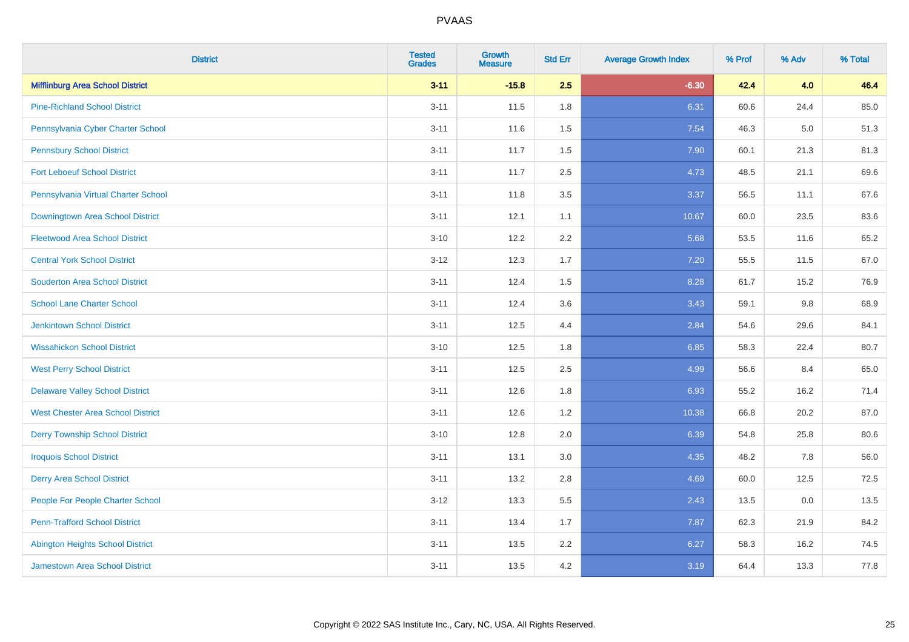# PVAAS

| District | Tested Grades | Growth Measure | Std Err | Average Growth Index | % Prof | % Adv | % Total |
|---|---|---|---|---|---|---|---|
| **Mifflinburg Area School District** | **3-11** | **-15.8** | **2.5** | **-6.30** | **42.4** | **4.0** | **46.4** |
| Pine-Richland School District | 3-11 | 11.5 | 1.8 | 6.31 | 60.6 | 24.4 | 85.0 |
| Pennsylvania Cyber Charter School | 3-11 | 11.6 | 1.5 | 7.54 | 46.3 | 5.0 | 51.3 |
| Pennsbury School District | 3-11 | 11.7 | 1.5 | 7.90 | 60.1 | 21.3 | 81.3 |
| Fort Leboeuf School District | 3-11 | 11.7 | 2.5 | 4.73 | 48.5 | 21.1 | 69.6 |
| Pennsylvania Virtual Charter School | 3-11 | 11.8 | 3.5 | 3.37 | 56.5 | 11.1 | 67.6 |
| Downingtown Area School District | 3-11 | 12.1 | 1.1 | 10.67 | 60.0 | 23.5 | 83.6 |
| Fleetwood Area School District | 3-10 | 12.2 | 2.2 | 5.68 | 53.5 | 11.6 | 65.2 |
| Central York School District | 3-12 | 12.3 | 1.7 | 7.20 | 55.5 | 11.5 | 67.0 |
| Souderton Area School District | 3-11 | 12.4 | 1.5 | 8.28 | 61.7 | 15.2 | 76.9 |
| School Lane Charter School | 3-11 | 12.4 | 3.6 | 3.43 | 59.1 | 9.8 | 68.9 |
| Jenkintown School District | 3-11 | 12.5 | 4.4 | 2.84 | 54.6 | 29.6 | 84.1 |
| Wissahickon School District | 3-10 | 12.5 | 1.8 | 6.85 | 58.3 | 22.4 | 80.7 |
| West Perry School District | 3-11 | 12.5 | 2.5 | 4.99 | 56.6 | 8.4 | 65.0 |
| Delaware Valley School District | 3-11 | 12.6 | 1.8 | 6.93 | 55.2 | 16.2 | 71.4 |
| West Chester Area School District | 3-11 | 12.6 | 1.2 | 10.38 | 66.8 | 20.2 | 87.0 |
| Derry Township School District | 3-10 | 12.8 | 2.0 | 6.39 | 54.8 | 25.8 | 80.6 |
| Iroquois School District | 3-11 | 13.1 | 3.0 | 4.35 | 48.2 | 7.8 | 56.0 |
| Derry Area School District | 3-11 | 13.2 | 2.8 | 4.69 | 60.0 | 12.5 | 72.5 |
| People For People Charter School | 3-12 | 13.3 | 5.5 | 2.43 | 13.5 | 0.0 | 13.5 |
| Penn-Trafford School District | 3-11 | 13.4 | 1.7 | 7.87 | 62.3 | 21.9 | 84.2 |
| Abington Heights School District | 3-11 | 13.5 | 2.2 | 6.27 | 58.3 | 16.2 | 74.5 |
| Jamestown Area School District | 3-11 | 13.5 | 4.2 | 3.19 | 64.4 | 13.3 | 77.8 |

Copyright © 2022 SAS Institute Inc., Cary, NC, USA. All Rights Reserved.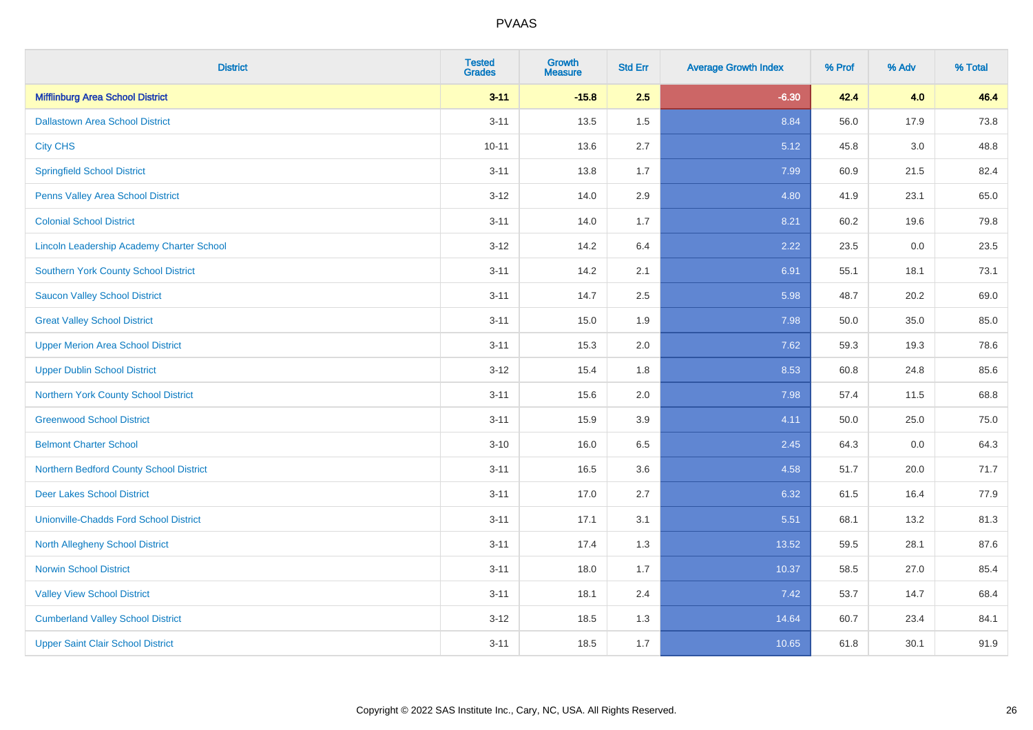| District | Tested Grades | Growth Measure | Std Err | Average Growth Index | % Prof | % Adv | % Total |
|---|---|---|---|---|---|---|---|
| **Mifflinburg Area School District** | **3-11** | **-15.8** | **2.5** | **-6.30** | **42.4** | **4.0** | **46.4** |
| Dallastown Area School District | 3-11 | 13.5 | 1.5 | 8.84 | 56.0 | 17.9 | 73.8 |
| City CHS | 10-11 | 13.6 | 2.7 | 5.12 | 45.8 | 3.0 | 48.8 |
| Springfield School District | 3-11 | 13.8 | 1.7 | 7.99 | 60.9 | 21.5 | 82.4 |
| Penns Valley Area School District | 3-12 | 14.0 | 2.9 | 4.80 | 41.9 | 23.1 | 65.0 |
| Colonial School District | 3-11 | 14.0 | 1.7 | 8.21 | 60.2 | 19.6 | 79.8 |
| Lincoln Leadership Academy Charter School | 3-12 | 14.2 | 6.4 | 2.22 | 23.5 | 0.0 | 23.5 |
| Southern York County School District | 3-11 | 14.2 | 2.1 | 6.91 | 55.1 | 18.1 | 73.1 |
| Saucon Valley School District | 3-11 | 14.7 | 2.5 | 5.98 | 48.7 | 20.2 | 69.0 |
| Great Valley School District | 3-11 | 15.0 | 1.9 | 7.98 | 50.0 | 35.0 | 85.0 |
| Upper Merion Area School District | 3-11 | 15.3 | 2.0 | 7.62 | 59.3 | 19.3 | 78.6 |
| Upper Dublin School District | 3-12 | 15.4 | 1.8 | 8.53 | 60.8 | 24.8 | 85.6 |
| Northern York County School District | 3-11 | 15.6 | 2.0 | 7.98 | 57.4 | 11.5 | 68.8 |
| Greenwood School District | 3-11 | 15.9 | 3.9 | 4.11 | 50.0 | 25.0 | 75.0 |
| Belmont Charter School | 3-10 | 16.0 | 6.5 | 2.45 | 64.3 | 0.0 | 64.3 |
| Northern Bedford County School District | 3-11 | 16.5 | 3.6 | 4.58 | 51.7 | 20.0 | 71.7 |
| Deer Lakes School District | 3-11 | 17.0 | 2.7 | 6.32 | 61.5 | 16.4 | 77.9 |
| Unionville-Chadds Ford School District | 3-11 | 17.1 | 3.1 | 5.51 | 68.1 | 13.2 | 81.3 |
| North Allegheny School District | 3-11 | 17.4 | 1.3 | 13.52 | 59.5 | 28.1 | 87.6 |
| Norwin School District | 3-11 | 18.0 | 1.7 | 10.37 | 58.5 | 27.0 | 85.4 |
| Valley View School District | 3-11 | 18.1 | 2.4 | 7.42 | 53.7 | 14.7 | 68.4 |
| Cumberland Valley School District | 3-12 | 18.5 | 1.3 | 14.64 | 60.7 | 23.4 | 84.1 |
| Upper Saint Clair School District | 3-11 | 18.5 | 1.7 | 10.65 | 61.8 | 30.1 | 91.9 |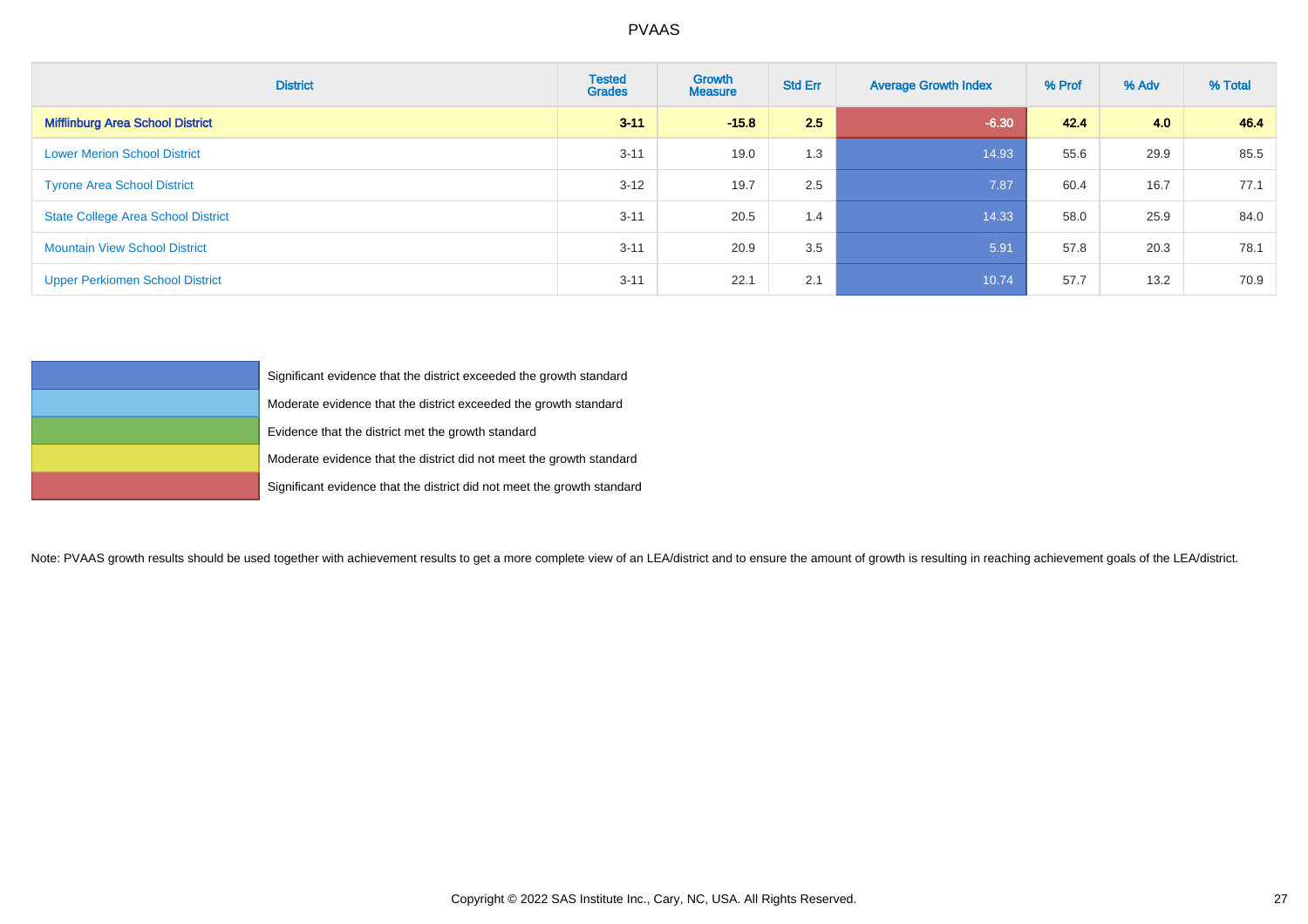PVAAS

| District | Tested Grades | Growth Measure | Std Err | Average Growth Index | % Prof | % Adv | % Total |
|---|---|---|---|---|---|---|---|
| **Mifflinburg Area School District** | **3-11** | **-15.8** | **2.5** | **-6.30** | **42.4** | **4.0** | **46.4** |
| Lower Merion School District | 3-11 | 19.0 | 1.3 | 14.93 | 55.6 | 29.9 | 85.5 |
| Tyrone Area School District | 3-12 | 19.7 | 2.5 | 7.87 | 60.4 | 16.7 | 77.1 |
| State College Area School District | 3-11 | 20.5 | 1.4 | 14.33 | 58.0 | 25.9 | 84.0 |
| Mountain View School District | 3-11 | 20.9 | 3.5 | 5.91 | 57.8 | 20.3 | 78.1 |
| Upper Perkiomen School District | 3-11 | 22.1 | 2.1 | 10.74 | 57.7 | 13.2 | 70.9 |

Significant evidence that the district exceeded the growth standard

Moderate evidence that the district exceeded the growth standard

Evidence that the district met the growth standard

Moderate evidence that the district did not meet the growth standard

Significant evidence that the district did not meet the growth standard

Note: PVAAS growth results should be used together with achievement results to get a more complete view of an LEA/district and to ensure the amount of growth is resulting in reaching achievement goals of the LEA/district.

Copyright © 2022 SAS Institute Inc., Cary, NC, USA. All Rights Reserved.